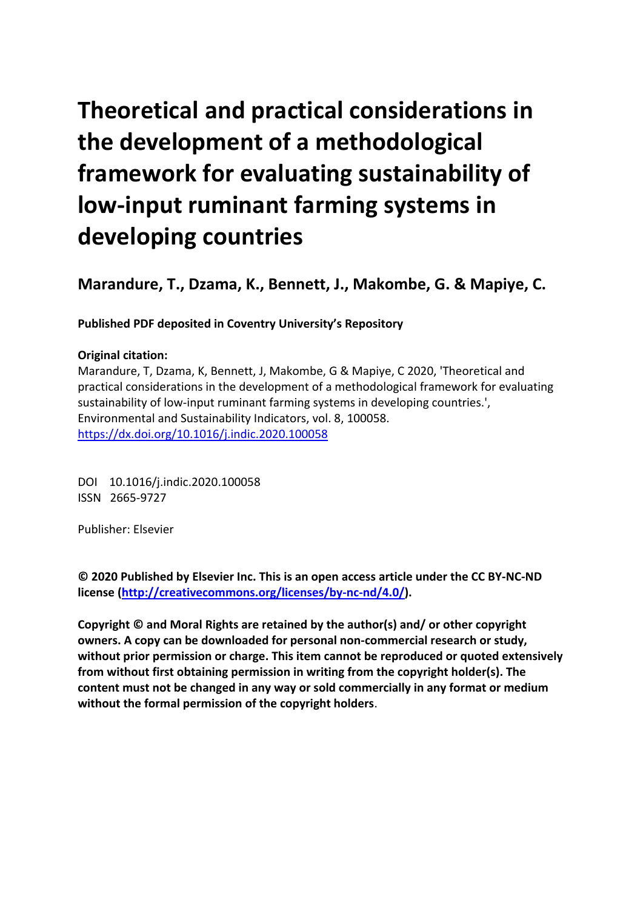# Theoretical and practical considerations in the development of a methodological framework for evaluating sustainability of low-input ruminant farming systems in developing countries

**Marandure, T., Dzama, K., Bennett, J., Makombe, G. & Mapiye, C.**

**Published PDF deposited in Coventry University's Repository**

**Original citation:**

Marandure, T, Dzama, K, Bennett, J, Makombe, G & Mapiye, C 2020, 'Theoretical and practical considerations in the development of a methodological framework for evaluating sustainability of low-input ruminant farming systems in developing countries.', Environmental and Sustainability Indicators, vol. 8, 100058.

[https://dx.doi.org/10.1016/j.indic.2020.100058](https://dx.doi.org/10.1016/j.indic.2020.100058)

DOI 10.1016/j.indic.2020.100058

ISSN 2665-9727

Publisher: Elsevier

**© 2020 Published by Elsevier Inc. This is an open access article under the CC BY-NC-ND license ([http://creativecommons.org/licenses/by-nc-nd/4.0/](http://creativecommons.org/licenses/by-nc-nd/4.0/)).**

**Copyright © and Moral Rights are retained by the author(s) and/ or other copyright owners. A copy can be downloaded for personal non-commercial research or study, without prior permission or charge. This item cannot be reproduced or quoted extensively from without first obtaining permission in writing from the copyright holder(s). The content must not be changed in any way or sold commercially in any format or medium without the formal permission of the copyright holders**.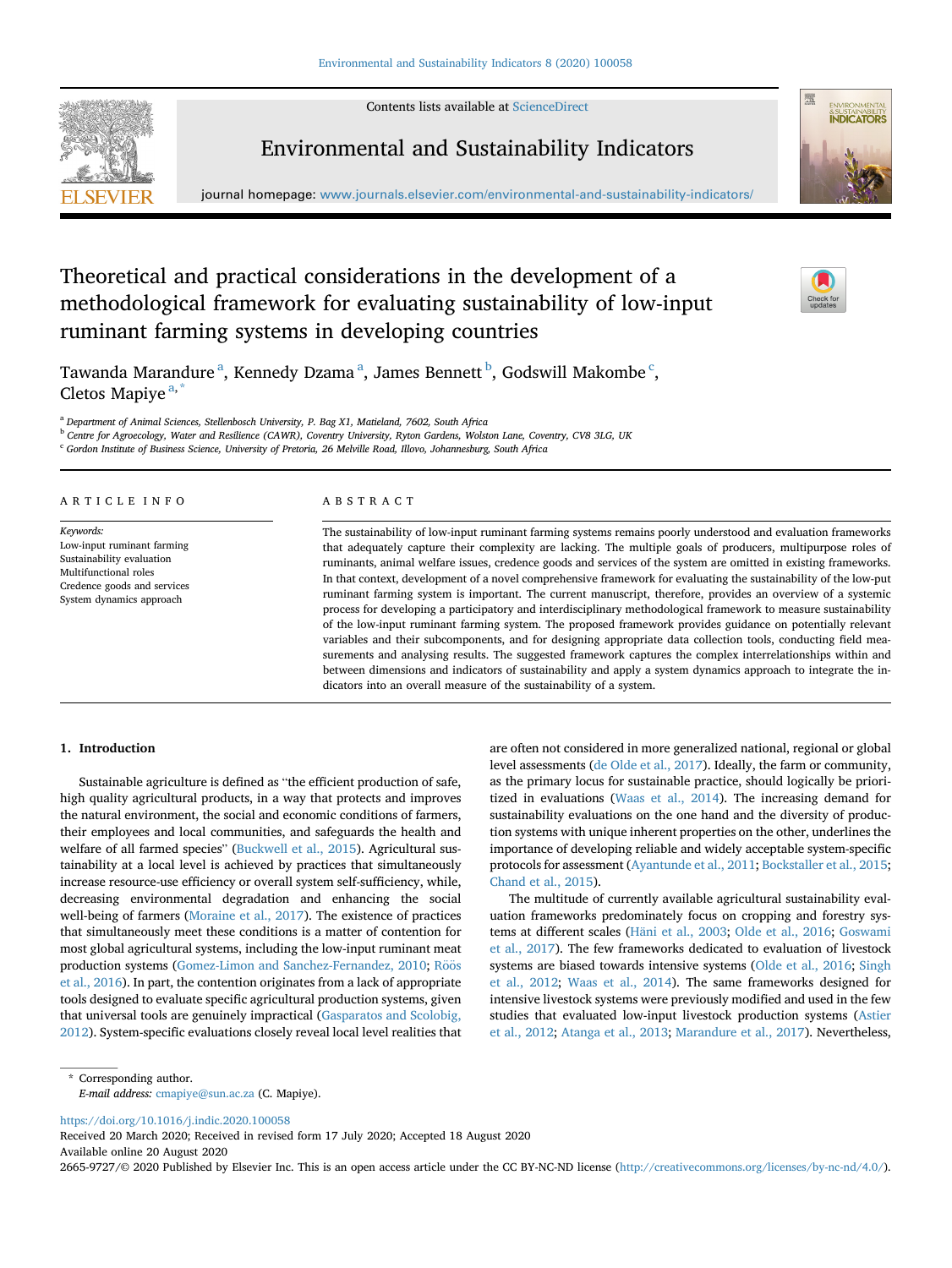# Theoretical and practical considerations in the development of a methodological framework for evaluating sustainability of low-input ruminant farming systems in developing countries

Tawanda Marandure[a], Kennedy Dzama[a], James Bennett[b], Godswill Makombe[c], Cletos Mapiye[a,*]

[a] Department of Animal Sciences, Stellenbosch University, P. Bag X1, Matieland, 7602, South Africa
[b] Centre for Agroecology, Water and Resilience (CAWR), Coventry University, Ryton Gardens, Wolston Lane, Coventry, CV8 3LG, UK
[c] Gordon Institute of Business Science, University of Pretoria, 26 Melville Road, Illovo, Johannesburg, South Africa

## ARTICLE INFO

*Keywords:*
Low-input ruminant farming
Sustainability evaluation
Multifunctional roles
Credence goods and services
System dynamics approach

## ABSTRACT

The sustainability of low-input ruminant farming systems remains poorly understood and evaluation frameworks that adequately capture their complexity are lacking. The multiple goals of producers, multipurpose roles of ruminants, animal welfare issues, credence goods and services of the system are omitted in existing frameworks. In that context, development of a novel comprehensive framework for evaluating the sustainability of the low-put ruminant farming system is important. The current manuscript, therefore, provides an overview of a systemic process for developing a participatory and interdisciplinary methodological framework to measure sustainability of the low-input ruminant farming system. The proposed framework provides guidance on potentially relevant variables and their subcomponents, and for designing appropriate data collection tools, conducting field measurements and analysing results. The suggested framework captures the complex interrelationships within and between dimensions and indicators of sustainability and apply a system dynamics approach to integrate the indicators into an overall measure of the sustainability of a system.

## 1. Introduction

Sustainable agriculture is defined as "the efficient production of safe, high quality agricultural products, in a way that protects and improves the natural environment, the social and economic conditions of farmers, their employees and local communities, and safeguards the health and welfare of all farmed species" (Buckwell et al., 2015). Agricultural sustainability at a local level is achieved by practices that simultaneously increase resource-use efficiency or overall system self-sufficiency, while, decreasing environmental degradation and enhancing the social well-being of farmers (Moraine et al., 2017). The existence of practices that simultaneously meet these conditions is a matter of contention for most global agricultural systems, including the low-input ruminant meat production systems (Gomez-Limon and Sanchez-Fernandez, 2010; Röös et al., 2016). In part, the contention originates from a lack of appropriate tools designed to evaluate specific agricultural production systems, given that universal tools are genuinely impractical (Gasparatos and Scolobig, 2012). System-specific evaluations closely reveal local level realities that are often not considered in more generalized national, regional or global level assessments (de Olde et al., 2017). Ideally, the farm or community, as the primary locus for sustainable practice, should logically be prioritized in evaluations (Waas et al., 2014). The increasing demand for sustainability evaluations on the one hand and the diversity of production systems with unique inherent properties on the other, underlines the importance of developing reliable and widely acceptable system-specific protocols for assessment (Ayantunde et al., 2011; Bockstaller et al., 2015; Chand et al., 2015).

The multitude of currently available agricultural sustainability evaluation frameworks predominately focus on cropping and forestry systems at different scales (Häni et al., 2003; Olde et al., 2016; Goswami et al., 2017). The few frameworks dedicated to evaluation of livestock systems are biased towards intensive systems (Olde et al., 2016; Singh et al., 2012; Waas et al., 2014). The same frameworks designed for intensive livestock systems were previously modified and used in the few studies that evaluated low-input livestock production systems (Astier et al., 2012; Atanga et al., 2013; Marandure et al., 2017). Nevertheless,

\* Corresponding author.
*E-mail address:* cmapiye@sun.ac.za (C. Mapiye).

https://doi.org/10.1016/j.indic.2020.100058
Received 20 March 2020; Received in revised form 17 July 2020; Accepted 18 August 2020
Available online 20 August 2020
2665-9727/© 2020 Published by Elsevier Inc. This is an open access article under the CC BY-NC-ND license (http://creativecommons.org/licenses/by-nc-nd/4.0/).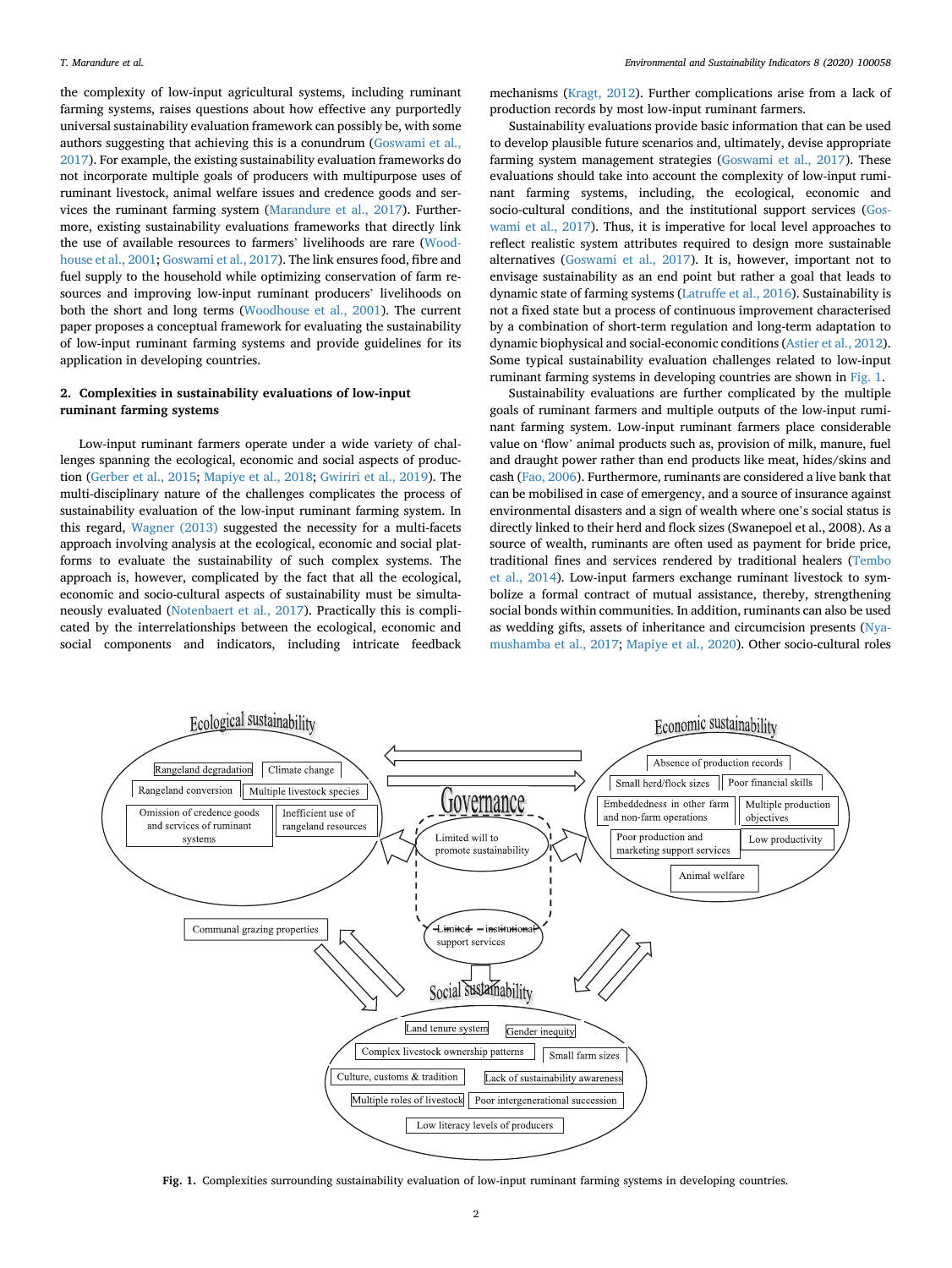the complexity of low-input agricultural systems, including ruminant farming systems, raises questions about how effective any purportedly universal sustainability evaluation framework can possibly be, with some authors suggesting that achieving this is a conundrum (Goswami et al., 2017). For example, the existing sustainability evaluation frameworks do not incorporate multiple goals of producers with multipurpose uses of ruminant livestock, animal welfare issues and credence goods and services the ruminant farming system (Marandure et al., 2017). Furthermore, existing sustainability evaluations frameworks that directly link the use of available resources to farmers' livelihoods are rare (Woodhouse et al., 2001; Goswami et al., 2017). The link ensures food, fibre and fuel supply to the household while optimizing conservation of farm resources and improving low-input ruminant producers' livelihoods on both the short and long terms (Woodhouse et al., 2001). The current paper proposes a conceptual framework for evaluating the sustainability of low-input ruminant farming systems and provide guidelines for its application in developing countries.

## 2. Complexities in sustainability evaluations of low-input ruminant farming systems

Low-input ruminant farmers operate under a wide variety of challenges spanning the ecological, economic and social aspects of production (Gerber et al., 2015; Mapiye et al., 2018; Gwiriri et al., 2019). The multi-disciplinary nature of the challenges complicates the process of sustainability evaluation of the low-input ruminant farming system. In this regard, Wagner (2013) suggested the necessity for a multi-facets approach involving analysis at the ecological, economic and social platforms to evaluate the sustainability of such complex systems. The approach is, however, complicated by the fact that all the ecological, economic and socio-cultural aspects of sustainability must be simultaneously evaluated (Notenbaert et al., 2017). Practically this is complicated by the interrelationships between the ecological, economic and social components and indicators, including intricate feedback mechanisms (Kragt, 2012). Further complications arise from a lack of production records by most low-input ruminant farmers.

Sustainability evaluations provide basic information that can be used to develop plausible future scenarios and, ultimately, devise appropriate farming system management strategies (Goswami et al., 2017). These evaluations should take into account the complexity of low-input ruminant farming systems, including, the ecological, economic and socio-cultural conditions, and the institutional support services (Goswami et al., 2017). Thus, it is imperative for local level approaches to reflect realistic system attributes required to design more sustainable alternatives (Goswami et al., 2017). It is, however, important not to envisage sustainability as an end point but rather a goal that leads to dynamic state of farming systems (Latruffe et al., 2016). Sustainability is not a fixed state but a process of continuous improvement characterised by a combination of short-term regulation and long-term adaptation to dynamic biophysical and social-economic conditions (Astier et al., 2012). Some typical sustainability evaluation challenges related to low-input ruminant farming systems in developing countries are shown in Fig. 1.

Sustainability evaluations are further complicated by the multiple goals of ruminant farmers and multiple outputs of the low-input ruminant farming system. Low-input ruminant farmers place considerable value on 'flow' animal products such as, provision of milk, manure, fuel and draught power rather than end products like meat, hides/skins and cash (Fao, 2006). Furthermore, ruminants are considered a live bank that can be mobilised in case of emergency, and a source of insurance against environmental disasters and a sign of wealth where one's social status is directly linked to their herd and flock sizes (Swanepoel et al., 2008). As a source of wealth, ruminants are often used as payment for bride price, traditional fines and services rendered by traditional healers (Tembo et al., 2014). Low-input farmers exchange ruminant livestock to symbolize a formal contract of mutual assistance, thereby, strengthening social bonds within communities. In addition, ruminants can also be used as wedding gifts, assets of inheritance and circumcision presents (Nyamushamba et al., 2017; Mapiye et al., 2020). Other socio-cultural roles

**Fig. 1.** Complexities surrounding sustainability evaluation of low-input ruminant farming systems in developing countries.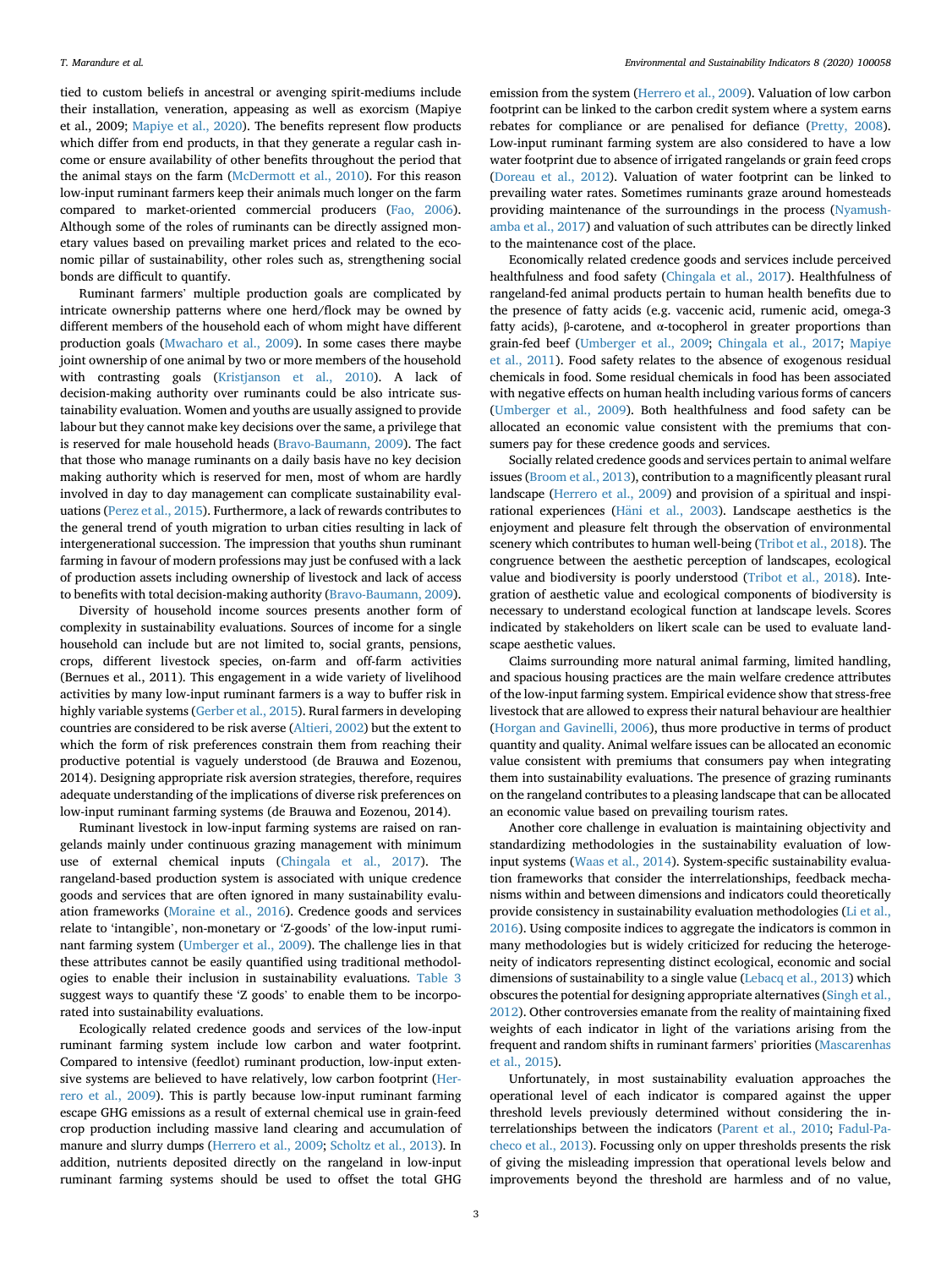tied to custom beliefs in ancestral or avenging spirit-mediums include their installation, veneration, appeasing as well as exorcism (Mapiye et al., 2009; Mapiye et al., 2020). The benefits represent flow products which differ from end products, in that they generate a regular cash income or ensure availability of other benefits throughout the period that the animal stays on the farm (McDermott et al., 2010). For this reason low-input ruminant farmers keep their animals much longer on the farm compared to market-oriented commercial producers (Fao, 2006). Although some of the roles of ruminants can be directly assigned monetary values based on prevailing market prices and related to the economic pillar of sustainability, other roles such as, strengthening social bonds are difficult to quantify.

Ruminant farmers' multiple production goals are complicated by intricate ownership patterns where one herd/flock may be owned by different members of the household each of whom might have different production goals (Mwacharo et al., 2009). In some cases there maybe joint ownership of one animal by two or more members of the household with contrasting goals (Kristjanson et al., 2010). A lack of decision-making authority over ruminants could be also intricate sustainability evaluation. Women and youths are usually assigned to provide labour but they cannot make key decisions over the same, a privilege that is reserved for male household heads (Bravo-Baumann, 2009). The fact that those who manage ruminants on a daily basis have no key decision making authority which is reserved for men, most of whom are hardly involved in day to day management can complicate sustainability evaluations (Perez et al., 2015). Furthermore, a lack of rewards contributes to the general trend of youth migration to urban cities resulting in lack of intergenerational succession. The impression that youths shun ruminant farming in favour of modern professions may just be confused with a lack of production assets including ownership of livestock and lack of access to benefits with total decision-making authority (Bravo-Baumann, 2009).

Diversity of household income sources presents another form of complexity in sustainability evaluations. Sources of income for a single household can include but are not limited to, social grants, pensions, crops, different livestock species, on-farm and off-farm activities (Bernues et al., 2011). This engagement in a wide variety of livelihood activities by many low-input ruminant farmers is a way to buffer risk in highly variable systems (Gerber et al., 2015). Rural farmers in developing countries are considered to be risk averse (Altieri, 2002) but the extent to which the form of risk preferences constrain them from reaching their productive potential is vaguely understood (de Brauwa and Eozenou, 2014). Designing appropriate risk aversion strategies, therefore, requires adequate understanding of the implications of diverse risk preferences on low-input ruminant farming systems (de Brauwa and Eozenou, 2014).

Ruminant livestock in low-input farming systems are raised on rangelands mainly under continuous grazing management with minimum use of external chemical inputs (Chingala et al., 2017). The rangeland-based production system is associated with unique credence goods and services that are often ignored in many sustainability evaluation frameworks (Moraine et al., 2016). Credence goods and services relate to 'intangible', non-monetary or 'Z-goods' of the low-input ruminant farming system (Umberger et al., 2009). The challenge lies in that these attributes cannot be easily quantified using traditional methodologies to enable their inclusion in sustainability evaluations. Table 3 suggest ways to quantify these 'Z goods' to enable them to be incorporated into sustainability evaluations.

Ecologically related credence goods and services of the low-input ruminant farming system include low carbon and water footprint. Compared to intensive (feedlot) ruminant production, low-input extensive systems are believed to have relatively, low carbon footprint (Herrero et al., 2009). This is partly because low-input ruminant farming escape GHG emissions as a result of external chemical use in grain-feed crop production including massive land clearing and accumulation of manure and slurry dumps (Herrero et al., 2009; Scholtz et al., 2013). In addition, nutrients deposited directly on the rangeland in low-input ruminant farming systems should be used to offset the total GHG emission from the system (Herrero et al., 2009). Valuation of low carbon footprint can be linked to the carbon credit system where a system earns rebates for compliance or are penalised for defiance (Pretty, 2008). Low-input ruminant farming system are also considered to have a low water footprint due to absence of irrigated rangelands or grain feed crops (Doreau et al., 2012). Valuation of water footprint can be linked to prevailing water rates. Sometimes ruminants graze around homesteads providing maintenance of the surroundings in the process (Nyamushamba et al., 2017) and valuation of such attributes can be directly linked to the maintenance cost of the place.

Economically related credence goods and services include perceived healthfulness and food safety (Chingala et al., 2017). Healthfulness of rangeland-fed animal products pertain to human health benefits due to the presence of fatty acids (e.g. vaccenic acid, rumenic acid, omega-3 fatty acids), β-carotene, and α-tocopherol in greater proportions than grain-fed beef (Umberger et al., 2009; Chingala et al., 2017; Mapiye et al., 2011). Food safety relates to the absence of exogenous residual chemicals in food. Some residual chemicals in food has been associated with negative effects on human health including various forms of cancers (Umberger et al., 2009). Both healthfulness and food safety can be allocated an economic value consistent with the premiums that consumers pay for these credence goods and services.

Socially related credence goods and services pertain to animal welfare issues (Broom et al., 2013), contribution to a magnificently pleasant rural landscape (Herrero et al., 2009) and provision of a spiritual and inspirational experiences (Häni et al., 2003). Landscape aesthetics is the enjoyment and pleasure felt through the observation of environmental scenery which contributes to human well-being (Tribot et al., 2018). The congruence between the aesthetic perception of landscapes, ecological value and biodiversity is poorly understood (Tribot et al., 2018). Integration of aesthetic value and ecological components of biodiversity is necessary to understand ecological function at landscape levels. Scores indicated by stakeholders on likert scale can be used to evaluate landscape aesthetic values.

Claims surrounding more natural animal farming, limited handling, and spacious housing practices are the main welfare credence attributes of the low-input farming system. Empirical evidence show that stress-free livestock that are allowed to express their natural behaviour are healthier (Horgan and Gavinelli, 2006), thus more productive in terms of product quantity and quality. Animal welfare issues can be allocated an economic value consistent with premiums that consumers pay when integrating them into sustainability evaluations. The presence of grazing ruminants on the rangeland contributes to a pleasing landscape that can be allocated an economic value based on prevailing tourism rates.

Another core challenge in evaluation is maintaining objectivity and standardizing methodologies in the sustainability evaluation of low-input systems (Waas et al., 2014). System-specific sustainability evaluation frameworks that consider the interrelationships, feedback mechanisms within and between dimensions and indicators could theoretically provide consistency in sustainability evaluation methodologies (Li et al., 2016). Using composite indices to aggregate the indicators is common in many methodologies but is widely criticized for reducing the heterogeneity of indicators representing distinct ecological, economic and social dimensions of sustainability to a single value (Lebacq et al., 2013) which obscures the potential for designing appropriate alternatives (Singh et al., 2012). Other controversies emanate from the reality of maintaining fixed weights of each indicator in light of the variations arising from the frequent and random shifts in ruminant farmers' priorities (Mascarenhas et al., 2015).

Unfortunately, in most sustainability evaluation approaches the operational level of each indicator is compared against the upper threshold levels previously determined without considering the interrelationships between the indicators (Parent et al., 2010; Fadul-Pacheco et al., 2013). Focussing only on upper thresholds presents the risk of giving the misleading impression that operational levels below and improvements beyond the threshold are harmless and of no value,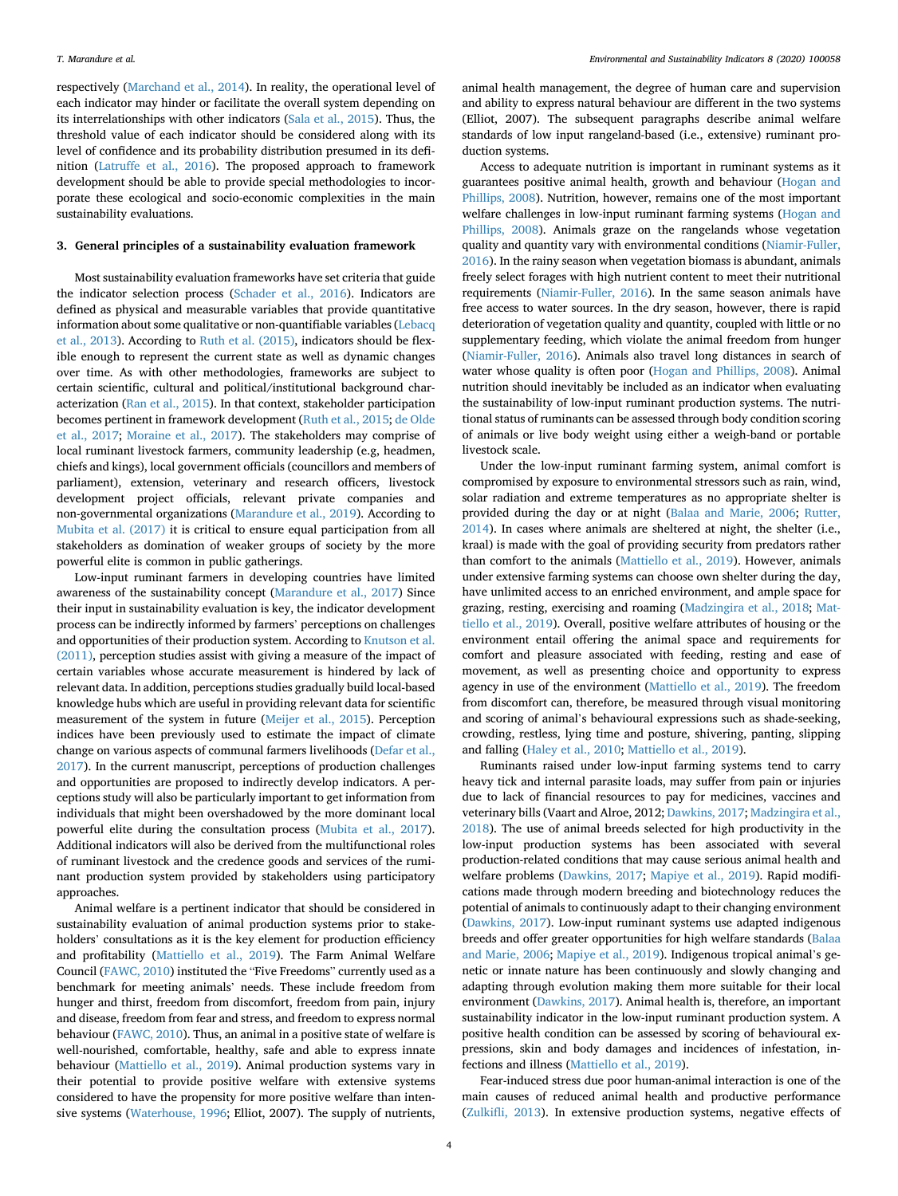respectively (Marchand et al., 2014). In reality, the operational level of each indicator may hinder or facilitate the overall system depending on its interrelationships with other indicators (Sala et al., 2015). Thus, the threshold value of each indicator should be considered along with its level of confidence and its probability distribution presumed in its definition (Latruffe et al., 2016). The proposed approach to framework development should be able to provide special methodologies to incorporate these ecological and socio-economic complexities in the main sustainability evaluations.

## 3. General principles of a sustainability evaluation framework

Most sustainability evaluation frameworks have set criteria that guide the indicator selection process (Schader et al., 2016). Indicators are defined as physical and measurable variables that provide quantitative information about some qualitative or non-quantifiable variables (Lebacq et al., 2013). According to Ruth et al. (2015), indicators should be flexible enough to represent the current state as well as dynamic changes over time. As with other methodologies, frameworks are subject to certain scientific, cultural and political/institutional background characterization (Ran et al., 2015). In that context, stakeholder participation becomes pertinent in framework development (Ruth et al., 2015; de Olde et al., 2017; Moraine et al., 2017). The stakeholders may comprise of local ruminant livestock farmers, community leadership (e.g, headmen, chiefs and kings), local government officials (councillors and members of parliament), extension, veterinary and research officers, livestock development project officials, relevant private companies and non-governmental organizations (Marandure et al., 2019). According to Mubita et al. (2017) it is critical to ensure equal participation from all stakeholders as domination of weaker groups of society by the more powerful elite is common in public gatherings.

Low-input ruminant farmers in developing countries have limited awareness of the sustainability concept (Marandure et al., 2017) Since their input in sustainability evaluation is key, the indicator development process can be indirectly informed by farmers' perceptions on challenges and opportunities of their production system. According to Knutson et al. (2011), perception studies assist with giving a measure of the impact of certain variables whose accurate measurement is hindered by lack of relevant data. In addition, perceptions studies gradually build local-based knowledge hubs which are useful in providing relevant data for scientific measurement of the system in future (Meijer et al., 2015). Perception indices have been previously used to estimate the impact of climate change on various aspects of communal farmers livelihoods (Defar et al., 2017). In the current manuscript, perceptions of production challenges and opportunities are proposed to indirectly develop indicators. A perceptions study will also be particularly important to get information from individuals that might been overshadowed by the more dominant local powerful elite during the consultation process (Mubita et al., 2017). Additional indicators will also be derived from the multifunctional roles of ruminant livestock and the credence goods and services of the ruminant production system provided by stakeholders using participatory approaches.

Animal welfare is a pertinent indicator that should be considered in sustainability evaluation of animal production systems prior to stakeholders' consultations as it is the key element for production efficiency and profitability (Mattiello et al., 2019). The Farm Animal Welfare Council (FAWC, 2010) instituted the "Five Freedoms" currently used as a benchmark for meeting animals' needs. These include freedom from hunger and thirst, freedom from discomfort, freedom from pain, injury and disease, freedom from fear and stress, and freedom to express normal behaviour (FAWC, 2010). Thus, an animal in a positive state of welfare is well-nourished, comfortable, healthy, safe and able to express innate behaviour (Mattiello et al., 2019). Animal production systems vary in their potential to provide positive welfare with extensive systems considered to have the propensity for more positive welfare than intensive systems (Waterhouse, 1996; Elliot, 2007). The supply of nutrients, animal health management, the degree of human care and supervision and ability to express natural behaviour are different in the two systems (Elliot, 2007). The subsequent paragraphs describe animal welfare standards of low input rangeland-based (i.e., extensive) ruminant production systems.

Access to adequate nutrition is important in ruminant systems as it guarantees positive animal health, growth and behaviour (Hogan and Phillips, 2008). Nutrition, however, remains one of the most important welfare challenges in low-input ruminant farming systems (Hogan and Phillips, 2008). Animals graze on the rangelands whose vegetation quality and quantity vary with environmental conditions (Niamir-Fuller, 2016). In the rainy season when vegetation biomass is abundant, animals freely select forages with high nutrient content to meet their nutritional requirements (Niamir-Fuller, 2016). In the same season animals have free access to water sources. In the dry season, however, there is rapid deterioration of vegetation quality and quantity, coupled with little or no supplementary feeding, which violate the animal freedom from hunger (Niamir-Fuller, 2016). Animals also travel long distances in search of water whose quality is often poor (Hogan and Phillips, 2008). Animal nutrition should inevitably be included as an indicator when evaluating the sustainability of low-input ruminant production systems. The nutritional status of ruminants can be assessed through body condition scoring of animals or live body weight using either a weigh-band or portable livestock scale.

Under the low-input ruminant farming system, animal comfort is compromised by exposure to environmental stressors such as rain, wind, solar radiation and extreme temperatures as no appropriate shelter is provided during the day or at night (Balaa and Marie, 2006; Rutter, 2014). In cases where animals are sheltered at night, the shelter (i.e., kraal) is made with the goal of providing security from predators rather than comfort to the animals (Mattiello et al., 2019). However, animals under extensive farming systems can choose own shelter during the day, have unlimited access to an enriched environment, and ample space for grazing, resting, exercising and roaming (Madzingira et al., 2018; Mattiello et al., 2019). Overall, positive welfare attributes of housing or the environment entail offering the animal space and requirements for comfort and pleasure associated with feeding, resting and ease of movement, as well as presenting choice and opportunity to express agency in use of the environment (Mattiello et al., 2019). The freedom from discomfort can, therefore, be measured through visual monitoring and scoring of animal's behavioural expressions such as shade-seeking, crowding, restless, lying time and posture, shivering, panting, slipping and falling (Haley et al., 2010; Mattiello et al., 2019).

Ruminants raised under low-input farming systems tend to carry heavy tick and internal parasite loads, may suffer from pain or injuries due to lack of financial resources to pay for medicines, vaccines and veterinary bills (Vaart and Alroe, 2012; Dawkins, 2017; Madzingira et al., 2018). The use of animal breeds selected for high productivity in the low-input production systems has been associated with several production-related conditions that may cause serious animal health and welfare problems (Dawkins, 2017; Mapiye et al., 2019). Rapid modifications made through modern breeding and biotechnology reduces the potential of animals to continuously adapt to their changing environment (Dawkins, 2017). Low-input ruminant systems use adapted indigenous breeds and offer greater opportunities for high welfare standards (Balaa and Marie, 2006; Mapiye et al., 2019). Indigenous tropical animal's genetic or innate nature has been continuously and slowly changing and adapting through evolution making them more suitable for their local environment (Dawkins, 2017). Animal health is, therefore, an important sustainability indicator in the low-input ruminant production system. A positive health condition can be assessed by scoring of behavioural expressions, skin and body damages and incidences of infestation, infections and illness (Mattiello et al., 2019).

Fear-induced stress due poor human-animal interaction is one of the main causes of reduced animal health and productive performance (Zulkifli, 2013). In extensive production systems, negative effects of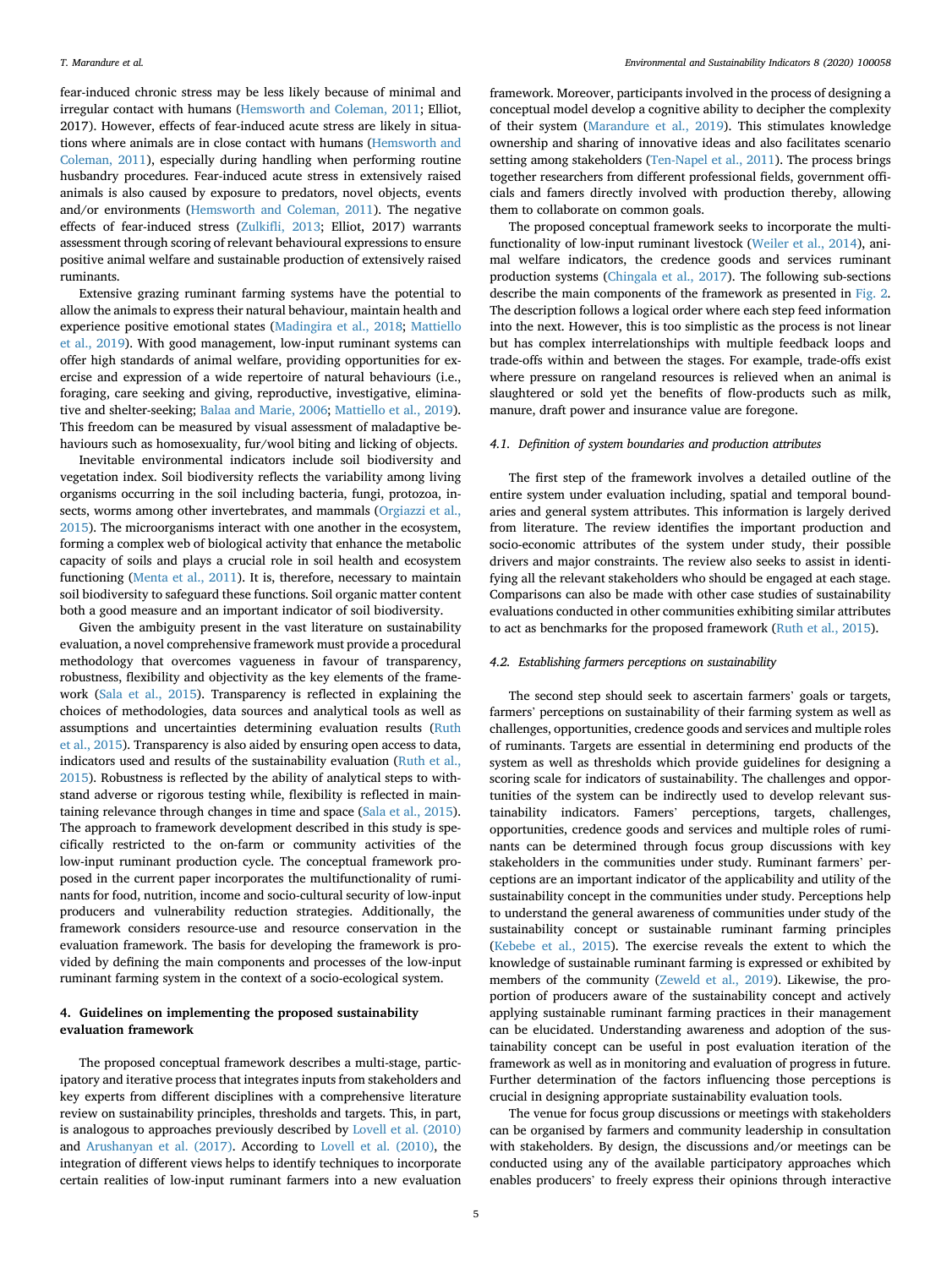fear-induced chronic stress may be less likely because of minimal and irregular contact with humans (Hemsworth and Coleman, 2011; Elliot, 2017). However, effects of fear-induced acute stress are likely in situations where animals are in close contact with humans (Hemsworth and Coleman, 2011), especially during handling when performing routine husbandry procedures. Fear-induced acute stress in extensively raised animals is also caused by exposure to predators, novel objects, events and/or environments (Hemsworth and Coleman, 2011). The negative effects of fear-induced stress (Zulkifli, 2013; Elliot, 2017) warrants assessment through scoring of relevant behavioural expressions to ensure positive animal welfare and sustainable production of extensively raised ruminants.

Extensive grazing ruminant farming systems have the potential to allow the animals to express their natural behaviour, maintain health and experience positive emotional states (Madingira et al., 2018; Mattiello et al., 2019). With good management, low-input ruminant systems can offer high standards of animal welfare, providing opportunities for exercise and expression of a wide repertoire of natural behaviours (i.e., foraging, care seeking and giving, reproductive, investigative, eliminative and shelter-seeking; Balaa and Marie, 2006; Mattiello et al., 2019). This freedom can be measured by visual assessment of maladaptive behaviours such as homosexuality, fur/wool biting and licking of objects.

Inevitable environmental indicators include soil biodiversity and vegetation index. Soil biodiversity reflects the variability among living organisms occurring in the soil including bacteria, fungi, protozoa, insects, worms among other invertebrates, and mammals (Orgiazzi et al., 2015). The microorganisms interact with one another in the ecosystem, forming a complex web of biological activity that enhance the metabolic capacity of soils and plays a crucial role in soil health and ecosystem functioning (Menta et al., 2011). It is, therefore, necessary to maintain soil biodiversity to safeguard these functions. Soil organic matter content both a good measure and an important indicator of soil biodiversity.

Given the ambiguity present in the vast literature on sustainability evaluation, a novel comprehensive framework must provide a procedural methodology that overcomes vagueness in favour of transparency, robustness, flexibility and objectivity as the key elements of the framework (Sala et al., 2015). Transparency is reflected in explaining the choices of methodologies, data sources and analytical tools as well as assumptions and uncertainties determining evaluation results (Ruth et al., 2015). Transparency is also aided by ensuring open access to data, indicators used and results of the sustainability evaluation (Ruth et al., 2015). Robustness is reflected by the ability of analytical steps to withstand adverse or rigorous testing while, flexibility is reflected in maintaining relevance through changes in time and space (Sala et al., 2015). The approach to framework development described in this study is specifically restricted to the on-farm or community activities of the low-input ruminant production cycle. The conceptual framework proposed in the current paper incorporates the multifunctionality of ruminants for food, nutrition, income and socio-cultural security of low-input producers and vulnerability reduction strategies. Additionally, the framework considers resource-use and resource conservation in the evaluation framework. The basis for developing the framework is provided by defining the main components and processes of the low-input ruminant farming system in the context of a socio-ecological system.

## 4. Guidelines on implementing the proposed sustainability evaluation framework

The proposed conceptual framework describes a multi-stage, participatory and iterative process that integrates inputs from stakeholders and key experts from different disciplines with a comprehensive literature review on sustainability principles, thresholds and targets. This, in part, is analogous to approaches previously described by Lovell et al. (2010) and Arushanyan et al. (2017). According to Lovell et al. (2010), the integration of different views helps to identify techniques to incorporate certain realities of low-input ruminant farmers into a new evaluation framework. Moreover, participants involved in the process of designing a conceptual model develop a cognitive ability to decipher the complexity of their system (Marandure et al., 2019). This stimulates knowledge ownership and sharing of innovative ideas and also facilitates scenario setting among stakeholders (Ten-Napel et al., 2011). The process brings together researchers from different professional fields, government officials and famers directly involved with production thereby, allowing them to collaborate on common goals.

The proposed conceptual framework seeks to incorporate the multifunctionality of low-input ruminant livestock (Weiler et al., 2014), animal welfare indicators, the credence goods and services ruminant production systems (Chingala et al., 2017). The following sub-sections describe the main components of the framework as presented in Fig. 2. The description follows a logical order where each step feed information into the next. However, this is too simplistic as the process is not linear but has complex interrelationships with multiple feedback loops and trade-offs within and between the stages. For example, trade-offs exist where pressure on rangeland resources is relieved when an animal is slaughtered or sold yet the benefits of flow-products such as milk, manure, draft power and insurance value are foregone.

### 4.1. Definition of system boundaries and production attributes

The first step of the framework involves a detailed outline of the entire system under evaluation including, spatial and temporal boundaries and general system attributes. This information is largely derived from literature. The review identifies the important production and socio-economic attributes of the system under study, their possible drivers and major constraints. The review also seeks to assist in identifying all the relevant stakeholders who should be engaged at each stage. Comparisons can also be made with other case studies of sustainability evaluations conducted in other communities exhibiting similar attributes to act as benchmarks for the proposed framework (Ruth et al., 2015).

### 4.2. Establishing farmers perceptions on sustainability

The second step should seek to ascertain farmers' goals or targets, farmers' perceptions on sustainability of their farming system as well as challenges, opportunities, credence goods and services and multiple roles of ruminants. Targets are essential in determining end products of the system as well as thresholds which provide guidelines for designing a scoring scale for indicators of sustainability. The challenges and opportunities of the system can be indirectly used to develop relevant sustainability indicators. Famers' perceptions, targets, challenges, opportunities, credence goods and services and multiple roles of ruminants can be determined through focus group discussions with key stakeholders in the communities under study. Ruminant farmers' perceptions are an important indicator of the applicability and utility of the sustainability concept in the communities under study. Perceptions help to understand the general awareness of communities under study of the sustainability concept or sustainable ruminant farming principles (Kebebe et al., 2015). The exercise reveals the extent to which the knowledge of sustainable ruminant farming is expressed or exhibited by members of the community (Zeweld et al., 2019). Likewise, the proportion of producers aware of the sustainability concept and actively applying sustainable ruminant farming practices in their management can be elucidated. Understanding awareness and adoption of the sustainability concept can be useful in post evaluation iteration of the framework as well as in monitoring and evaluation of progress in future. Further determination of the factors influencing those perceptions is crucial in designing appropriate sustainability evaluation tools.

The venue for focus group discussions or meetings with stakeholders can be organised by farmers and community leadership in consultation with stakeholders. By design, the discussions and/or meetings can be conducted using any of the available participatory approaches which enables producers' to freely express their opinions through interactive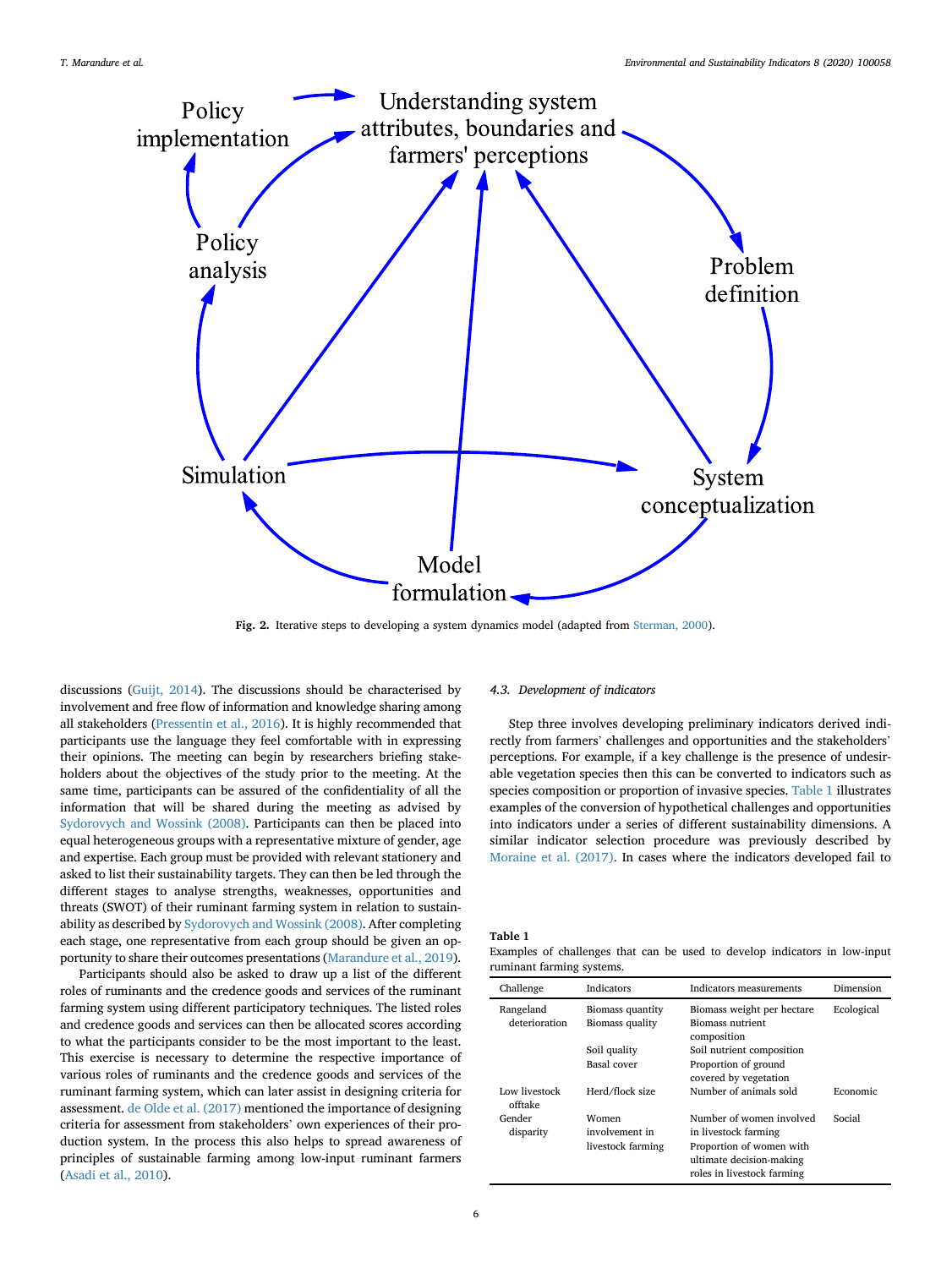Fig. 2. Iterative steps to developing a system dynamics model (adapted from Sterman, 2000).

discussions (Guijt, 2014). The discussions should be characterised by involvement and free flow of information and knowledge sharing among all stakeholders (Pressentin et al., 2016). It is highly recommended that participants use the language they feel comfortable with in expressing their opinions. The meeting can begin by researchers briefing stakeholders about the objectives of the study prior to the meeting. At the same time, participants can be assured of the confidentiality of all the information that will be shared during the meeting as advised by Sydorovych and Wossink (2008). Participants can then be placed into equal heterogeneous groups with a representative mixture of gender, age and expertise. Each group must be provided with relevant stationery and asked to list their sustainability targets. They can then be led through the different stages to analyse strengths, weaknesses, opportunities and threats (SWOT) of their ruminant farming system in relation to sustainability as described by Sydorovych and Wossink (2008). After completing each stage, one representative from each group should be given an opportunity to share their outcomes presentations (Marandure et al., 2019).

Participants should also be asked to draw up a list of the different roles of ruminants and the credence goods and services of the ruminant farming system using different participatory techniques. The listed roles and credence goods and services can then be allocated scores according to what the participants consider to be the most important to the least. This exercise is necessary to determine the respective importance of various roles of ruminants and the credence goods and services of the ruminant farming system, which can later assist in designing criteria for assessment. de Olde et al. (2017) mentioned the importance of designing criteria for assessment from stakeholders' own experiences of their production system. In the process this also helps to spread awareness of principles of sustainable farming among low-input ruminant farmers (Asadi et al., 2010).

### 4.3. Development of indicators

Step three involves developing preliminary indicators derived indirectly from farmers' challenges and opportunities and the stakeholders' perceptions. For example, if a key challenge is the presence of undesirable vegetation species then this can be converted to indicators such as species composition or proportion of invasive species. Table 1 illustrates examples of the conversion of hypothetical challenges and opportunities into indicators under a series of different sustainability dimensions. A similar indicator selection procedure was previously described by Moraine et al. (2017). In cases where the indicators developed fail to

**Table 1**
Examples of challenges that can be used to develop indicators in low-input ruminant farming systems.

| Challenge | Indicators | Indicators measurements | Dimension |
|---|---|---|---|
| Rangeland deterioration | Biomass quantity | Biomass weight per hectare | Ecological |
| | Biomass quality | Biomass nutrient composition | |
| | Soil quality | Soil nutrient composition | |
| | Basal cover | Proportion of ground covered by vegetation | |
| Low livestock offtake | Herd/flock size | Number of animals sold | Economic |
| Gender disparity | Women involvement in livestock farming | Number of women involved in livestock farming | Social |
| | | Proportion of women with ultimate decision-making roles in livestock farming | |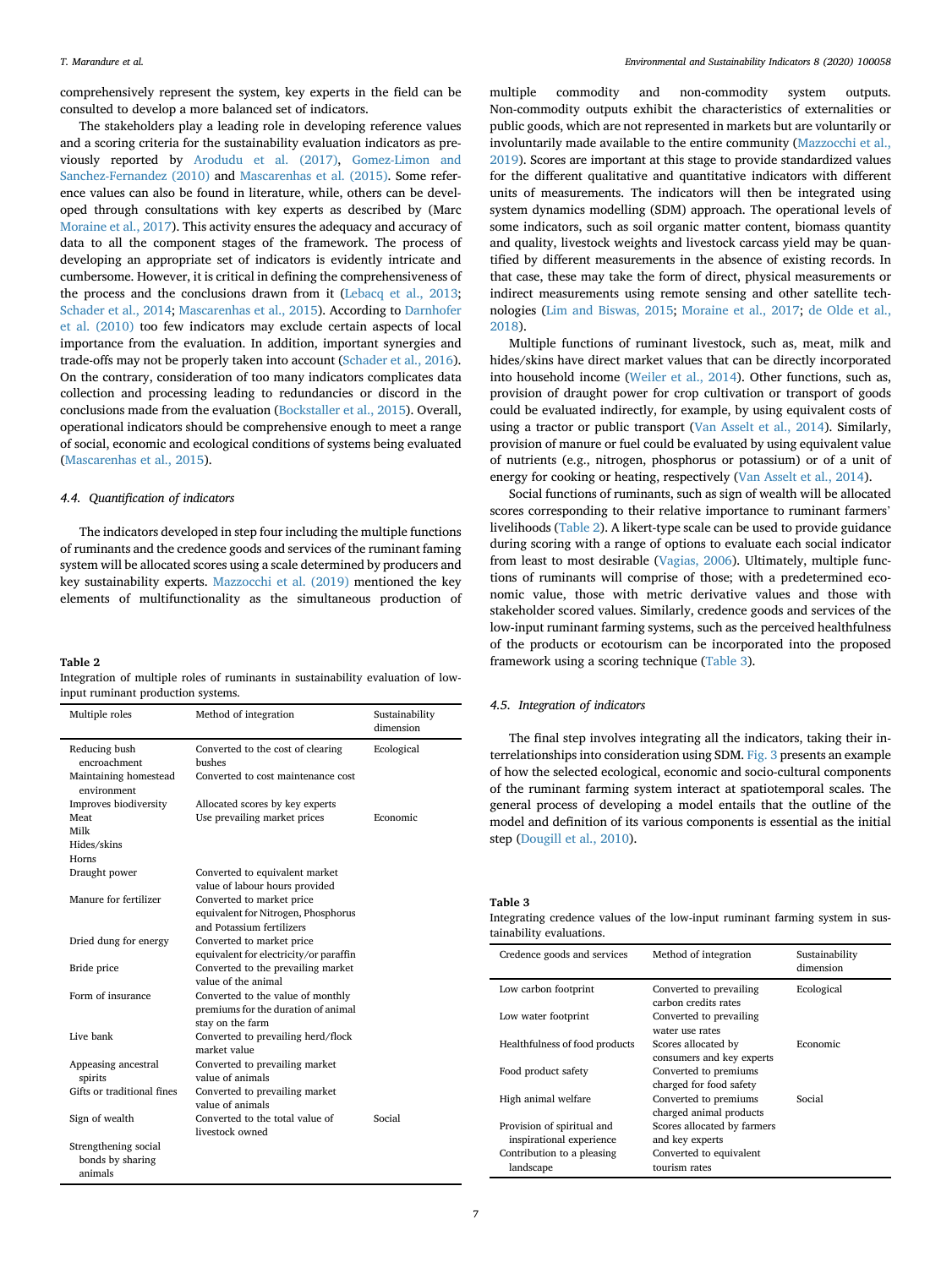comprehensively represent the system, key experts in the field can be consulted to develop a more balanced set of indicators.

The stakeholders play a leading role in developing reference values and a scoring criteria for the sustainability evaluation indicators as previously reported by Arodudu et al. (2017), Gomez-Limon and Sanchez-Fernandez (2010) and Mascarenhas et al. (2015). Some reference values can also be found in literature, while, others can be developed through consultations with key experts as described by (Marc Moraine et al., 2017). This activity ensures the adequacy and accuracy of data to all the component stages of the framework. The process of developing an appropriate set of indicators is evidently intricate and cumbersome. However, it is critical in defining the comprehensiveness of the process and the conclusions drawn from it (Lebacq et al., 2013; Schader et al., 2014; Mascarenhas et al., 2015). According to Darnhofer et al. (2010) too few indicators may exclude certain aspects of local importance from the evaluation. In addition, important synergies and trade-offs may not be properly taken into account (Schader et al., 2016). On the contrary, consideration of too many indicators complicates data collection and processing leading to redundancies or discord in the conclusions made from the evaluation (Bockstaller et al., 2015). Overall, operational indicators should be comprehensive enough to meet a range of social, economic and ecological conditions of systems being evaluated (Mascarenhas et al., 2015).

### 4.4. Quantification of indicators

The indicators developed in step four including the multiple functions of ruminants and the credence goods and services of the ruminant faming system will be allocated scores using a scale determined by producers and key sustainability experts. Mazzocchi et al. (2019) mentioned the key elements of multifunctionality as the simultaneous production of multiple commodity and non-commodity system outputs. Non-commodity outputs exhibit the characteristics of externalities or public goods, which are not represented in markets but are voluntarily or involuntarily made available to the entire community (Mazzocchi et al., 2019). Scores are important at this stage to provide standardized values for the different qualitative and quantitative indicators with different units of measurements. The indicators will then be integrated using system dynamics modelling (SDM) approach. The operational levels of some indicators, such as soil organic matter content, biomass quantity and quality, livestock weights and livestock carcass yield may be quantified by different measurements in the absence of existing records. In that case, these may take the form of direct, physical measurements or indirect measurements using remote sensing and other satellite technologies (Lim and Biswas, 2015; Moraine et al., 2017; de Olde et al., 2018).

Multiple functions of ruminant livestock, such as, meat, milk and hides/skins have direct market values that can be directly incorporated into household income (Weiler et al., 2014). Other functions, such as, provision of draught power for crop cultivation or transport of goods could be evaluated indirectly, for example, by using equivalent costs of using a tractor or public transport (Van Asselt et al., 2014). Similarly, provision of manure or fuel could be evaluated by using equivalent value of nutrients (e.g., nitrogen, phosphorus or potassium) or of a unit of energy for cooking or heating, respectively (Van Asselt et al., 2014).

Social functions of ruminants, such as sign of wealth will be allocated scores corresponding to their relative importance to ruminant farmers' livelihoods (Table 2). A likert-type scale can be used to provide guidance during scoring with a range of options to evaluate each social indicator from least to most desirable (Vagias, 2006). Ultimately, multiple functions of ruminants will comprise of those; with a predetermined economic value, those with metric derivative values and those with stakeholder scored values. Similarly, credence goods and services of the low-input ruminant farming systems, such as the perceived healthfulness of the products or ecotourism can be incorporated into the proposed framework using a scoring technique (Table 3).

**Table 2**
Integration of multiple roles of ruminants in sustainability evaluation of low-input ruminant production systems.

| Multiple roles | Method of integration | Sustainability dimension |
|---|---|---|
| Reducing bush encroachment | Converted to the cost of clearing bushes | Ecological |
| Maintaining homestead environment | Converted to cost maintenance cost | |
| Improves biodiversity | Allocated scores by key experts | |
| Meat | Use prevailing market prices | Economic |
| Milk | | |
| Hides/skins | | |
| Horns | | |
| Draught power | Converted to equivalent market value of labour hours provided | |
| Manure for fertilizer | Converted to market price equivalent for Nitrogen, Phosphorus and Potassium fertilizers | |
| Dried dung for energy | Converted to market price equivalent for electricity/or paraffin | |
| Bride price | Converted to the prevailing market value of the animal | |
| Form of insurance | Converted to the value of monthly premiums for the duration of animal stay on the farm | |
| Live bank | Converted to prevailing herd/flock market value | |
| Appeasing ancestral spirits | Converted to prevailing market value of animals | |
| Gifts or traditional fines | Converted to prevailing market value of animals | |
| Sign of wealth | Converted to the total value of livestock owned | Social |
| Strengthening social bonds by sharing animals | | |

### 4.5. Integration of indicators

The final step involves integrating all the indicators, taking their interrelationships into consideration using SDM. Fig. 3 presents an example of how the selected ecological, economic and socio-cultural components of the ruminant farming system interact at spatiotemporal scales. The general process of developing a model entails that the outline of the model and definition of its various components is essential as the initial step (Dougill et al., 2010).

**Table 3**
Integrating credence values of the low-input ruminant farming system in sustainability evaluations.

| Credence goods and services | Method of integration | Sustainability dimension |
|---|---|---|
| Low carbon footprint | Converted to prevailing carbon credits rates | Ecological |
| Low water footprint | Converted to prevailing water use rates | |
| Healthfulness of food products | Scores allocated by consumers and key experts | Economic |
| Food product safety | Converted to premiums charged for food safety | |
| High animal welfare | Converted to premiums charged animal products | Social |
| Provision of spiritual and inspirational experience | Scores allocated by farmers and key experts | |
| Contribution to a pleasing landscape | Converted to equivalent tourism rates | |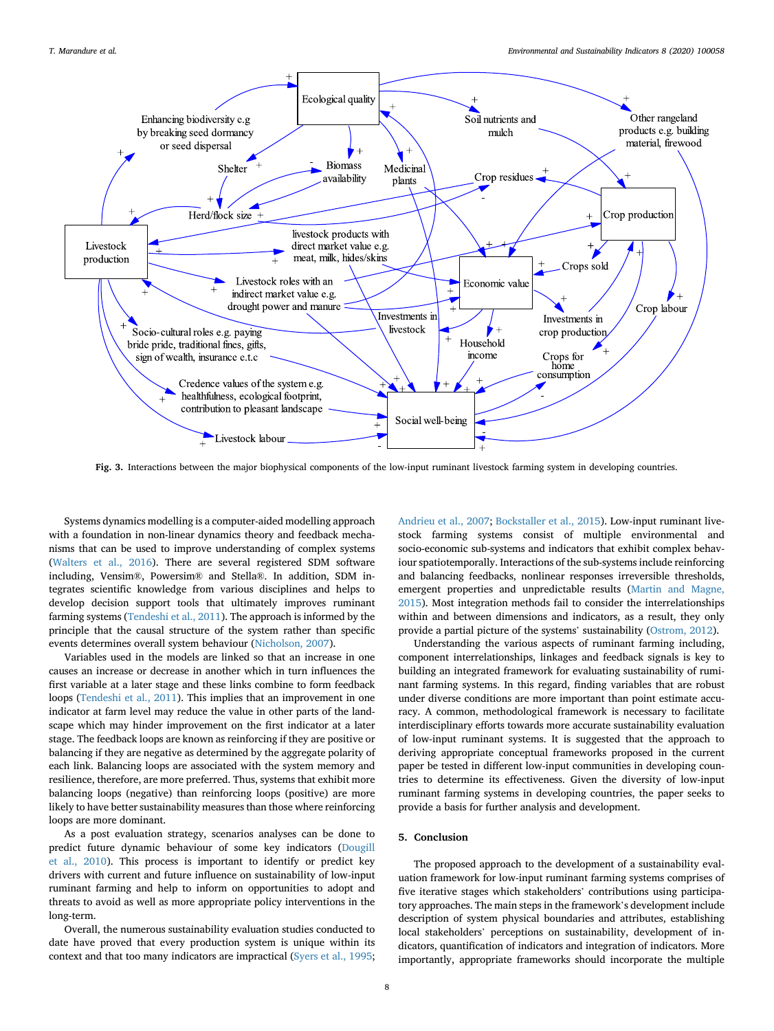Fig. 3. Interactions between the major biophysical components of the low-input ruminant livestock farming system in developing countries.

Systems dynamics modelling is a computer-aided modelling approach with a foundation in non-linear dynamics theory and feedback mechanisms that can be used to improve understanding of complex systems (Walters et al., 2016). There are several registered SDM software including, Vensim®, Powersim® and Stella®. In addition, SDM integrates scientific knowledge from various disciplines and helps to develop decision support tools that ultimately improves ruminant farming systems (Tendeshi et al., 2011). The approach is informed by the principle that the causal structure of the system rather than specific events determines overall system behaviour (Nicholson, 2007).

Variables used in the models are linked so that an increase in one causes an increase or decrease in another which in turn influences the first variable at a later stage and these links combine to form feedback loops (Tendeshi et al., 2011). This implies that an improvement in one indicator at farm level may reduce the value in other parts of the landscape which may hinder improvement on the first indicator at a later stage. The feedback loops are known as reinforcing if they are positive or balancing if they are negative as determined by the aggregate polarity of each link. Balancing loops are associated with the system memory and resilience, therefore, are more preferred. Thus, systems that exhibit more balancing loops (negative) than reinforcing loops (positive) are more likely to have better sustainability measures than those where reinforcing loops are more dominant.

As a post evaluation strategy, scenarios analyses can be done to predict future dynamic behaviour of some key indicators (Dougill et al., 2010). This process is important to identify or predict key drivers with current and future influence on sustainability of low-input ruminant farming and help to inform on opportunities to adopt and threats to avoid as well as more appropriate policy interventions in the long-term.

Overall, the numerous sustainability evaluation studies conducted to date have proved that every production system is unique within its context and that too many indicators are impractical (Syers et al., 1995; Andrieu et al., 2007; Bockstaller et al., 2015). Low-input ruminant livestock farming systems consist of multiple environmental and socio-economic sub-systems and indicators that exhibit complex behaviour spatiotemporally. Interactions of the sub-systems include reinforcing and balancing feedbacks, nonlinear responses irreversible thresholds, emergent properties and unpredictable results (Martin and Magne, 2015). Most integration methods fail to consider the interrelationships within and between dimensions and indicators, as a result, they only provide a partial picture of the systems' sustainability (Ostrom, 2012).

Understanding the various aspects of ruminant farming including, component interrelationships, linkages and feedback signals is key to building an integrated framework for evaluating sustainability of ruminant farming systems. In this regard, finding variables that are robust under diverse conditions are more important than point estimate accuracy. A common, methodological framework is necessary to facilitate interdisciplinary efforts towards more accurate sustainability evaluation of low-input ruminant systems. It is suggested that the approach to deriving appropriate conceptual frameworks proposed in the current paper be tested in different low-input communities in developing countries to determine its effectiveness. Given the diversity of low-input ruminant farming systems in developing countries, the paper seeks to provide a basis for further analysis and development.

## 5. Conclusion

The proposed approach to the development of a sustainability evaluation framework for low-input ruminant farming systems comprises of five iterative stages which stakeholders' contributions using participatory approaches. The main steps in the framework's development include description of system physical boundaries and attributes, establishing local stakeholders' perceptions on sustainability, development of indicators, quantification of indicators and integration of indicators. More importantly, appropriate frameworks should incorporate the multiple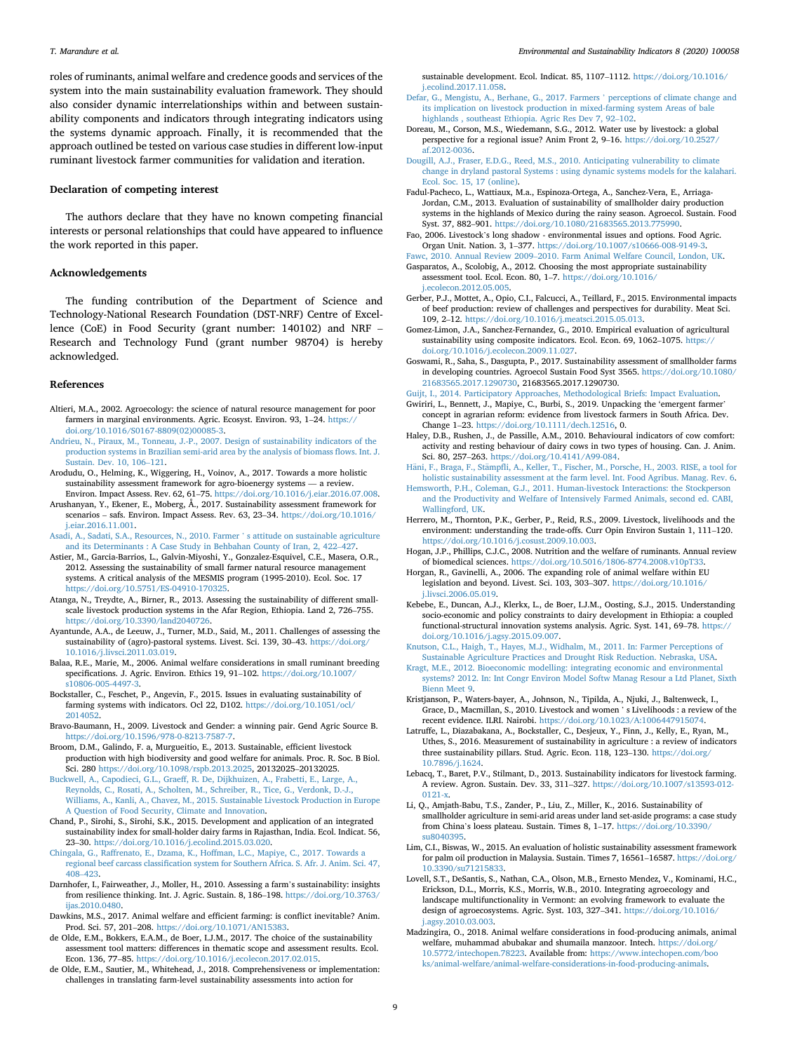roles of ruminants, animal welfare and credence goods and services of the system into the main sustainability evaluation framework. They should also consider dynamic interrelationships within and between sustainability components and indicators through integrating indicators using the systems dynamic approach. Finally, it is recommended that the approach outlined be tested on various case studies in different low-input ruminant livestock farmer communities for validation and iteration.

## Declaration of competing interest

The authors declare that they have no known competing financial interests or personal relationships that could have appeared to influence the work reported in this paper.

## Acknowledgements

The funding contribution of the Department of Science and Technology-National Research Foundation (DST-NRF) Centre of Excellence (CoE) in Food Security (grant number: 140102) and NRF – Research and Technology Fund (grant number 98704) is hereby acknowledged.

## References

Altieri, M.A., 2002. Agroecology: the science of natural resource management for poor farmers in marginal environments. Agric. Ecosyst. Environ. 93, 1–24. https://doi.org/10.1016/S0167-8809(02)00085-3.

Andrieu, N., Piraux, M., Tonneau, J.-P., 2007. Design of sustainability indicators of the production systems in Brazilian semi-arid area by the analysis of biomass flows. Int. J. Sustain. Dev. 10, 106–121.

Arodudu, O., Helming, K., Wiggering, H., Voinov, A., 2017. Towards a more holistic sustainability assessment framework for agro-bioenergy systems — a review. Environ. Impact Assess. Rev. 62, 61–75. https://doi.org/10.1016/j.eiar.2016.07.008.

Arushanyan, Y., Ekener, E., Moberg, Å., 2017. Sustainability assessment framework for scenarios – safs. Environ. Impact Assess. Rev. 63, 23–34. https://doi.org/10.1016/j.eiar.2016.11.001.

Asadi, A., Sadati, S.A., Resources, N., 2010. Farmer ' s attitude on sustainable agriculture and its Determinants : A Case Study in Behbahan County of Iran, 2, 422–427.

Astier, M., Garcia-Barrios, L., Galvin-Miyoshi, Y., Gonzalez-Esquivel, C.E., Masera, O.R., 2012. Assessing the sustainability of small farmer natural resource management systems. A critical analysis of the MESMIS program (1995-2010). Ecol. Soc. 17 https://doi.org/10.5751/ES-04910-170325.

Atanga, N., Treydte, A., Birner, R., 2013. Assessing the sustainability of different small-scale livestock production systems in the Afar Region, Ethiopia. Land 2, 726–755. https://doi.org/10.3390/land2040726.

Ayantunde, A.A., de Leeuw, J., Turner, M.D., Said, M., 2011. Challenges of assessing the sustainability of (agro)-pastoral systems. Livest. Sci. 139, 30–43. https://doi.org/10.1016/j.livsci.2011.03.019.

Balaa, R.E., Marie, M., 2006. Animal welfare considerations in small ruminant breeding specifications. J. Agric. Environ. Ethics 19, 91–102. https://doi.org/10.1007/s10806-005-4497-3.

Bockstaller, C., Feschet, P., Angevin, F., 2015. Issues in evaluating sustainability of farming systems with indicators. Ocl 22, D102. https://doi.org/10.1051/ocl/2014052.

Bravo-Baumann, H., 2009. Livestock and Gender: a winning pair. Gend Agric Source B. https://doi.org/10.1596/978-0-8213-7587-7.

Broom, D.M., Galindo, F. a, Murgueitio, E., 2013. Sustainable, efficient livestock production with high biodiversity and good welfare for animals. Proc. R. Soc. B Biol. Sci. 280 https://doi.org/10.1098/rspb.2013.2025, 20132025–20132025.

Buckwell, A., Capodieci, G.L., Graeff, R. De, Dijkhuizen, A., Frabetti, E., Large, A., Reynolds, C., Rosati, A., Scholten, M., Schreiber, R., Tice, G., Verdonk, D.-J., Williams, A., Kanli, A., Chavez, M., 2015. Sustainable Livestock Production in Europe A Question of Food Security, Climate and Innovation.

Chand, P., Sirohi, S., Sirohi, S.K., 2015. Development and application of an integrated sustainability index for small-holder dairy farms in Rajasthan, India. Ecol. Indicat. 56, 23–30. https://doi.org/10.1016/j.ecolind.2015.03.020.

Chingala, G., Raffrenato, E., Dzama, K., Hoffman, L.C., Mapiye, C., 2017. Towards a regional beef carcass classification system for Southern Africa. S. Afr. J. Anim. Sci. 47, 408–423.

Darnhofer, I., Fairweather, J., Moller, H., 2010. Assessing a farm's sustainability: insights from resilience thinking. Int. J. Agric. Sustain. 8, 186–198. https://doi.org/10.3763/ijas.2010.0480.

Dawkins, M.S., 2017. Animal welfare and efficient farming: is conflict inevitable? Anim. Prod. Sci. 57, 201–208. https://doi.org/10.1071/AN15383.

de Olde, E.M., Bokkers, E.A.M., de Boer, I.J.M., 2017. The choice of the sustainability assessment tool matters: differences in thematic scope and assessment results. Ecol. Econ. 136, 77–85. https://doi.org/10.1016/j.ecolecon.2017.02.015.

de Olde, E.M., Sautier, M., Whitehead, J., 2018. Comprehensiveness or implementation: challenges in translating farm-level sustainability assessments into action for sustainable development. Ecol. Indicat. 85, 1107–1112. https://doi.org/10.1016/j.ecolind.2017.11.058.

Defar, G., Mengistu, A., Berhane, G., 2017. Farmers ' perceptions of climate change and its implication on livestock production in mixed-farming system Areas of bale highlands , southeast Ethiopia. Agric Res Dev 7, 92–102.

Doreau, M., Corson, M.S., Wiedemann, S.G., 2012. Water use by livestock: a global perspective for a regional issue? Anim Front 2, 9–16. https://doi.org/10.2527/af.2012-0036.

Dougill, A.J., Fraser, E.D.G., Reed, M.S., 2010. Anticipating vulnerability to climate change in dryland pastoral Systems : using dynamic systems models for the kalahari. Ecol. Soc. 15, 17 (online).

Fadul-Pacheco, L., Wattiaux, M.a., Espinoza-Ortega, A., Sanchez-Vera, E., Arriaga-Jordan, C.M., 2013. Evaluation of sustainability of smallholder dairy production systems in the highlands of Mexico during the rainy season. Agroecol. Sustain. Food Syst. 37, 882–901. https://doi.org/10.1080/21683565.2013.775990.

Fao, 2006. Livestock's long shadow - environmental issues and options. Food Agric. Organ Unit. Nation. 3, 1–377. https://doi.org/10.1007/s10666-008-9149-3.

Fawc, 2010. Annual Review 2009–2010. Farm Animal Welfare Council, London, UK.

Gasparatos, A., Scolobig, A., 2012. Choosing the most appropriate sustainability assessment tool. Ecol. Econ. 80, 1–7. https://doi.org/10.1016/j.ecolecon.2012.05.005.

Gerber, P.J., Mottet, A., Opio, C.I., Falcucci, A., Teillard, F., 2015. Environmental impacts of beef production: review of challenges and perspectives for durability. Meat Sci. 109, 2–12. https://doi.org/10.1016/j.meatsci.2015.05.013.

Gomez-Limon, J.A., Sanchez-Fernandez, G., 2010. Empirical evaluation of agricultural sustainability using composite indicators. Ecol. Econ. 69, 1062–1075. https://doi.org/10.1016/j.ecolecon.2009.11.027.

Goswami, R., Saha, S., Dasgupta, P., 2017. Sustainability assessment of smallholder farms in developing countries. Agroecol Sustain Food Syst 3565. https://doi.org/10.1080/21683565.2017.1290730, 21683565.2017.1290730.

Guijt, I., 2014. Participatory Approaches, Methodological Briefs: Impact Evaluation.

Gwiriri, L., Bennett, J., Mapiye, C., Burbi, S., 2019. Unpacking the 'emergent farmer' concept in agrarian reform: evidence from livestock farmers in South Africa. Dev. Change 1–23. https://doi.org/10.1111/dech.12516, 0.

Haley, D.B., Rushen, J., de Passille, A.M., 2010. Behavioural indicators of cow comfort: activity and resting behaviour of dairy cows in two types of housing. Can. J. Anim. Sci. 80, 257–263. https://doi.org/10.4141/A99-084.

Häni, F., Braga, F., Stämpfli, A., Keller, T., Fischer, M., Porsche, H., 2003. RISE, a tool for holistic sustainability assessment at the farm level. Int. Food Agribus. Manag. Rev. 6.

Hemsworth, P.H., Coleman, G.J., 2011. Human-livestock Interactions: the Stockperson and the Productivity and Welfare of Intensively Farmed Animals, second ed. CABI, Wallingford, UK.

Herrero, M., Thornton, P.K., Gerber, P., Reid, R.S., 2009. Livestock, livelihoods and the environment: understanding the trade-offs. Curr Opin Environ Sustain 1, 111–120. https://doi.org/10.1016/j.cosust.2009.10.003.

Hogan, J.P., Phillips, C.J.C., 2008. Nutrition and the welfare of ruminants. Annual review of biomedical sciences. https://doi.org/10.5016/1806-8774.2008.v10pT33.

Horgan, R., Gavinelli, A., 2006. The expanding role of animal welfare within EU legislation and beyond. Livest. Sci. 103, 303–307. https://doi.org/10.1016/j.livsci.2006.05.019.

Kebebe, E., Duncan, A.J., Klerkx, L., de Boer, I.J.M., Oosting, S.J., 2015. Understanding socio-economic and policy constraints to dairy development in Ethiopia: a coupled functional-structural innovation systems analysis. Agric. Syst. 141, 69–78. https://doi.org/10.1016/j.agsy.2015.09.007.

Knutson, C.L., Haigh, T., Hayes, M.J., Widhalm, M., 2011. In: Farmer Perceptions of Sustainable Agriculture Practices and Drought Risk Reduction. Nebraska, USA.

Kragt, M.E., 2012. Bioeconomic modelling: integrating economic and environmental systems? 2012. In: Int Congr Environ Model Softw Manag Resour a Ltd Planet, Sixth Bienn Meet 9.

Kristjanson, P., Waters-bayer, A., Johnson, N., Tipilda, A., Njuki, J., Baltenweck, I., Grace, D., Macmillan, S., 2010. Livestock and women ' s Livelihoods : a review of the recent evidence. ILRI. Nairobi. https://doi.org/10.1023/A:1006447915074.

Latruffe, L., Diazabakana, A., Bockstaller, C., Desjeux, Y., Finn, J., Kelly, E., Ryan, M., Uthes, S., 2016. Measurement of sustainability in agriculture : a review of indicators three sustainability pillars. Stud. Agric. Econ. 118, 123–130. https://doi.org/10.7896/j.1624.

Lebacq, T., Baret, P.V., Stilmant, D., 2013. Sustainability indicators for livestock farming. A review. Agron. Sustain. Dev. 33, 311–327. https://doi.org/10.1007/s13593-012-0121-x.

Li, Q., Amjath-Babu, T.S., Zander, P., Liu, Z., Miller, K., 2016. Sustainability of smallholder agriculture in semi-arid areas under land set-aside programs: a case study from China's loess plateau. Sustain. Times 8, 1–17. https://doi.org/10.3390/su8040395.

Lim, C.I., Biswas, W., 2015. An evaluation of holistic sustainability assessment framework for palm oil production in Malaysia. Sustain. Times 7, 16561–16587. https://doi.org/10.3390/su71215833.

Lovell, S.T., DeSantis, S., Nathan, C.A., Olson, M.B., Ernesto Mendez, V., Kominami, H.C., Erickson, D.L., Morris, K.S., Morris, W.B., 2010. Integrating agroecology and landscape multifunctionality in Vermont: an evolving framework to evaluate the design of agroecosystems. Agric. Syst. 103, 327–341. https://doi.org/10.1016/j.agsy.2010.03.003.

Madzingira, O., 2018. Animal welfare considerations in food-producing animals, animal welfare, muhammad abubakar and shumaila manzoor. Intech. https://doi.org/10.5772/intechopen.78223. Available from: https://www.intechopen.com/books/animal-welfare/animal-welfare-considerations-in-food-producing-animals.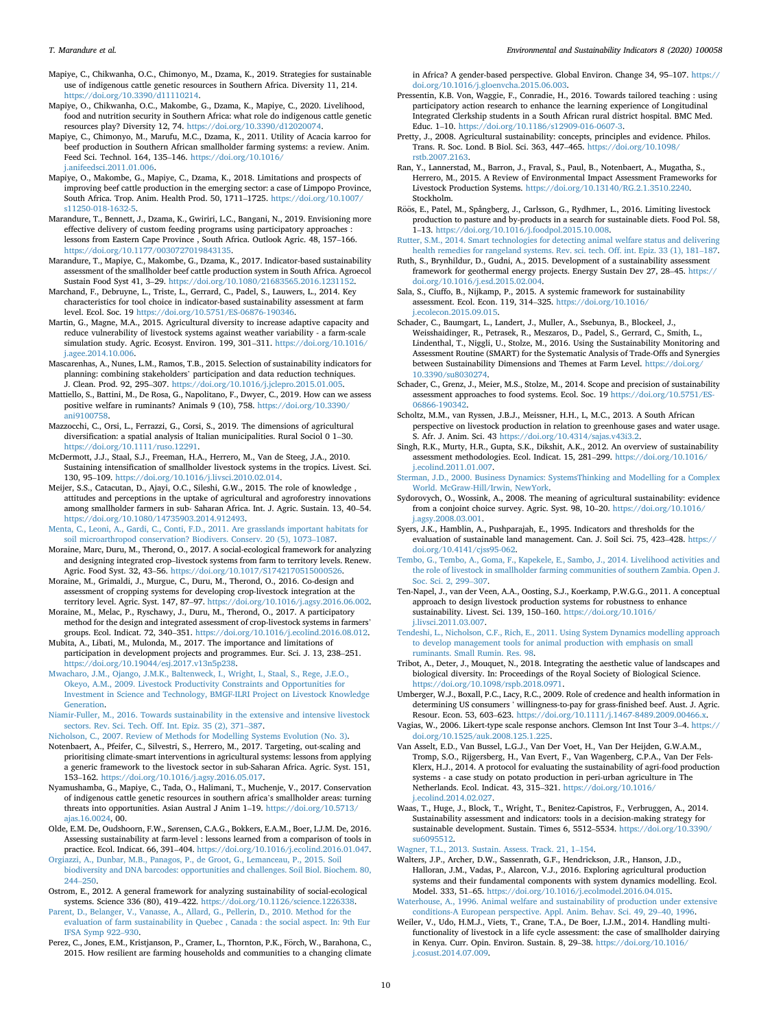Mapiye, C., Chikwanha, O.C., Chimonyo, M., Dzama, K., 2019. Strategies for sustainable use of indigenous cattle genetic resources in Southern Africa. Diversity 11, 214. https://doi.org/10.3390/d11110214.

Mapiye, O., Chikwanha, O.C., Makombe, G., Dzama, K., Mapiye, C., 2020. Livelihood, food and nutrition security in Southern Africa: what role do indigenous cattle genetic resources play? Diversity 12, 74. https://doi.org/10.3390/d12020074.

Mapiye, C., Chimonyo, M., Marufu, M.C., Dzama, K., 2011. Utility of Acacia karroo for beef production in Southern African smallholder farming systems: a review. Anim. Feed Sci. Technol. 164, 135–146. https://doi.org/10.1016/j.anifeedsci.2011.01.006.

Mapiye, O., Makombe, G., Mapiye, C., Dzama, K., 2018. Limitations and prospects of improving beef cattle production in the emerging sector: a case of Limpopo Province, South Africa. Trop. Anim. Health Prod. 50, 1711–1725. https://doi.org/10.1007/s11250-018-1632-5.

Marandure, T., Bennett, J., Dzama, K., Gwiriri, L.C., Bangani, N., 2019. Envisioning more effective delivery of custom feeding programs using participatory approaches : lessons from Eastern Cape Province , South Africa. Outlook Agric. 48, 157–166. https://doi.org/10.1177/0030727019843135.

Marandure, T., Mapiye, C., Makombe, G., Dzama, K., 2017. Indicator-based sustainability assessment of the smallholder beef cattle production system in South Africa. Agroecol Sustain Food Syst 41, 3–29. https://doi.org/10.1080/21683565.2016.1231152.

Marchand, F., Debruyne, L., Triste, L., Gerrard, C., Padel, S., Lauwers, L., 2014. Key characteristics for tool choice in indicator-based sustainability assessment at farm level. Ecol. Soc. 19 https://doi.org/10.5751/ES-06876-190346.

Martin, G., Magne, M.A., 2015. Agricultural diversity to increase adaptive capacity and reduce vulnerability of livestock systems against weather variability - a farm-scale simulation study. Agric. Ecosyst. Environ. 199, 301–311. https://doi.org/10.1016/j.agee.2014.10.006.

Mascarenhas, A., Nunes, L.M., Ramos, T.B., 2015. Selection of sustainability indicators for planning: combining stakeholders' participation and data reduction techniques. J. Clean. Prod. 92, 295–307. https://doi.org/10.1016/j.jclepro.2015.01.005.

Mattiello, S., Battini, M., De Rosa, G., Napolitano, F., Dwyer, C., 2019. How can we assess positive welfare in ruminants? Animals 9 (10), 758. https://doi.org/10.3390/ani9100758.

Mazzocchi, C., Orsi, L., Ferrazzi, G., Corsi, S., 2019. The dimensions of agricultural diversification: a spatial analysis of Italian municipalities. Rural Sociol 0 1–30. https://doi.org/10.1111/ruso.12291.

McDermott, J.J., Staal, S.J., Freeman, H.A., Herrero, M., Van de Steeg, J.A., 2010. Sustaining intensification of smallholder livestock systems in the tropics. Livest. Sci. 130, 95–109. https://doi.org/10.1016/j.livsci.2010.02.014.

Meijer, S.S., Catacutan, D., Ajayi, O.C., Sileshi, G.W., 2015. The role of knowledge , attitudes and perceptions in the uptake of agricultural and agroforestry innovations among smallholder farmers in sub- Saharan Africa. Int. J. Agric. Sustain. 13, 40–54. https://doi.org/10.1080/14735903.2014.912493.

Menta, C., Leoni, A., Gardi, C., Conti, F.D., 2011. Are grasslands important habitats for soil microarthropod conservation? Biodivers. Conserv. 20 (5), 1073–1087.

Moraine, Marc, Duru, M., Therond, O., 2017. A social-ecological framework for analyzing and designing integrated crop–livestock systems from farm to territory levels. Renew. Agric. Food Syst. 32, 43–56. https://doi.org/10.1017/S1742170515000526.

Moraine, M., Grimaldi, J., Murgue, C., Duru, M., Therond, O., 2016. Co-design and assessment of cropping systems for developing crop-livestock integration at the territory level. Agric. Syst. 147, 87–97. https://doi.org/10.1016/j.agsy.2016.06.002.

Moraine, M., Melac, P., Ryschawy, J., Duru, M., Therond, O., 2017. A participatory method for the design and integrated assessment of crop-livestock systems in farmers' groups. Ecol. Indicat. 72, 340–351. https://doi.org/10.1016/j.ecolind.2016.08.012.

Mubita, A., Libati, M., Mulonda, M., 2017. The importance and limitations of participation in development projects and programmes. Eur. Sci. J. 13, 238–251. https://doi.org/10.19044/esj.2017.v13n5p238.

Mwacharo, J.M., Ojango, J.M.K., Baltenweck, I., Wright, I., Staal, S., Rege, J.E.O., Okeyo, A.M., 2009. Livestock Productivity Constraints and Opportunities for Investment in Science and Technology, BMGF-ILRI Project on Livestock Knowledge Generation.

Niamir-Fuller, M., 2016. Towards sustainability in the extensive and intensive livestock sectors. Rev. Sci. Tech. Off. Int. Epiz. 35 (2), 371–387.

Nicholson, C., 2007. Review of Methods for Modelling Systems Evolution (No. 3).

Notenbaert, A., Pfeifer, C., Silvestri, S., Herrero, M., 2017. Targeting, out-scaling and prioritising climate-smart interventions in agricultural systems: lessons from applying a generic framework to the livestock sector in sub-Saharan Africa. Agric. Syst. 151, 153–162. https://doi.org/10.1016/j.agsy.2016.05.017.

Nyamushamba, G., Mapiye, C., Tada, O., Halimani, T., Muchenje, V., 2017. Conservation of indigenous cattle genetic resources in southern africa's smallholder areas: turning threats into opportunities. Asian Austral J Anim 1–19. https://doi.org/10.5713/ajas.16.0024, 00.

Olde, E.M. De, Oudshoorn, F.W., Sørensen, C.A.G., Bokkers, E.A.M., Boer, I.J.M. De, 2016. Assessing sustainability at farm-level : lessons learned from a comparison of tools in practice. Ecol. Indicat. 66, 391–404. https://doi.org/10.1016/j.ecolind.2016.01.047.

Orgiazzi, A., Dunbar, M.B., Panagos, P., de Groot, G., Lemanceau, P., 2015. Soil biodiversity and DNA barcodes: opportunities and challenges. Soil Biol. Biochem. 80, 244–250.

Ostrom, E., 2012. A general framework for analyzing sustainability of social-ecological systems. Science 336 (80), 419–422. https://doi.org/10.1126/science.1226338.

Parent, D., Belanger, V., Vanasse, A., Allard, G., Pellerin, D., 2010. Method for the evaluation of farm sustainability in Quebec , Canada : the social aspect. In: 9th Eur IFSA Symp 922–930.

Perez, C., Jones, E.M., Kristjanson, P., Cramer, L., Thornton, P.K., Förch, W., Barahona, C., 2015. How resilient are farming households and communities to a changing climate in Africa? A gender-based perspective. Global Environ. Change 34, 95–107. https://doi.org/10.1016/j.gloenvcha.2015.06.003.

Pressentin, K.B. Von, Waggie, F., Conradie, H., 2016. Towards tailored teaching : using participatory action research to enhance the learning experience of Longitudinal Integrated Clerkship students in a South African rural district hospital. BMC Med. Educ. 1–10. https://doi.org/10.1186/s12909-016-0607-3.

Pretty, J., 2008. Agricultural sustainability: concepts, principles and evidence. Philos. Trans. R. Soc. Lond. B Biol. Sci. 363, 447–465. https://doi.org/10.1098/rstb.2007.2163.

Ran, Y., Lannerstad, M., Barron, J., Fraval, S., Paul, B., Notenbaert, A., Mugatha, S., Herrero, M., 2015. A Review of Environmental Impact Assessment Frameworks for Livestock Production Systems. https://doi.org/10.13140/RG.2.1.3510.2240. Stockholm.

Röös, E., Patel, M., Spångberg, J., Carlsson, G., Rydhmer, L., 2016. Limiting livestock production to pasture and by-products in a search for sustainable diets. Food Pol. 58, 1–13. https://doi.org/10.1016/j.foodpol.2015.10.008.

Rutter, S.M., 2014. Smart technologies for detecting animal welfare status and delivering health remedies for rangeland systems. Rev. sci. tech. Off. int. Epiz. 33 (1), 181–187.

Ruth, S., Brynhildur, D., Gudni, A., 2015. Development of a sustainability assessment framework for geothermal energy projects. Energy Sustain Dev 27, 28–45. https://doi.org/10.1016/j.esd.2015.02.004.

Sala, S., Ciuffo, B., Nijkamp, P., 2015. A systemic framework for sustainability assessment. Ecol. Econ. 119, 314–325. https://doi.org/10.1016/j.ecolecon.2015.09.015.

Schader, C., Baumgart, L., Landert, J., Muller, A., Ssebunya, B., Blockeel, J., Weisshaidinger, R., Petrasek, R., Meszaros, D., Padel, S., Gerrard, C., Smith, L., Lindenthal, T., Niggli, U., Stolze, M., 2016. Using the Sustainability Monitoring and Assessment Routine (SMART) for the Systematic Analysis of Trade-Offs and Synergies between Sustainability Dimensions and Themes at Farm Level. https://doi.org/10.3390/su8030274.

Schader, C., Grenz, J., Meier, M.S., Stolze, M., 2014. Scope and precision of sustainability assessment approaches to food systems. Ecol. Soc. 19 https://doi.org/10.5751/ES-06866-190342.

Scholtz, M.M., van Ryssen, J.B.J., Meissner, H.H., L, M.C., 2013. A South African perspective on livestock production in relation to greenhouse gases and water usage. S. Afr. J. Anim. Sci. 43 https://doi.org/10.4314/sajas.v43i3.2.

Singh, R.K., Murty, H.R., Gupta, S.K., Dikshit, A.K., 2012. An overview of sustainability assessment methodologies. Ecol. Indicat. 15, 281–299. https://doi.org/10.1016/j.ecolind.2011.01.007.

Sterman, J.D., 2000. Business Dynamics: SystemsThinking and Modelling for a Complex World. McGraw-Hill/Irwin, NewYork.

Sydorovych, O., Wossink, A., 2008. The meaning of agricultural sustainability: evidence from a conjoint choice survey. Agric. Syst. 98, 10–20. https://doi.org/10.1016/j.agsy.2008.03.001.

Syers, J.K., Hamblin, A., Pushparajah, E., 1995. Indicators and thresholds for the evaluation of sustainable land management. Can. J. Soil Sci. 75, 423–428. https://doi.org/10.4141/cjss95-062.

Tembo, G., Tembo, A., Goma, F., Kapekele, E., Sambo, J., 2014. Livelihood activities and the role of livestock in smallholder farming communities of southern Zambia. Open J. Soc. Sci. 2, 299–307.

Ten-Napel, J., van der Veen, A.A., Oosting, S.J., Koerkamp, P.W.G.G., 2011. A conceptual approach to design livestock production systems for robustness to enhance sustainability. Livest. Sci. 139, 150–160. https://doi.org/10.1016/j.livsci.2011.03.007.

Tendeshi, L., Nicholson, C.F., Rich, E., 2011. Using System Dynamics modelling approach to develop management tools for animal production with emphasis on small ruminants. Small Rumin. Res. 98.

Tribot, A., Deter, J., Mouquet, N., 2018. Integrating the aesthetic value of landscapes and biological diversity. In: Proceedings of the Royal Society of Biological Science. https://doi.org/10.1098/rspb.2018.0971.

Umberger, W.J., Boxall, P.C., Lacy, R.C., 2009. Role of credence and health information in determining US consumers ' willingness-to-pay for grass-finished beef. Aust. J. Agric. Resour. Econ. 53, 603–623. https://doi.org/10.1111/j.1467-8489.2009.00466.x.

Vagias, W., 2006. Likert-type scale response anchors. Clemson Int Inst Tour 3–4. https://doi.org/10.1525/auk.2008.125.1.225.

Van Asselt, E.D., Van Bussel, L.G.J., Van Der Voet, H., Van Der Heijden, G.W.A.M., Tromp, S.O., Rijgersberg, H., Van Evert, F., Van Wagenberg, C.P.A., Van Der Fels-Klerx, H.J., 2014. A protocol for evaluating the sustainability of agri-food production systems - a case study on potato production in peri-urban agriculture in The Netherlands. Ecol. Indicat. 43, 315–321. https://doi.org/10.1016/j.ecolind.2014.02.027.

Waas, T., Huge, J., Block, T., Wright, T., Benitez-Capistros, F., Verbruggen, A., 2014. Sustainability assessment and indicators: tools in a decision-making strategy for sustainable development. Sustain. Times 6, 5512–5534. https://doi.org/10.3390/su6095512.

Wagner, T.L., 2013. Sustain. Assess. Track. 21, 1–154.

Walters, J.P., Archer, D.W., Sassenrath, G.F., Hendrickson, J.R., Hanson, J.D., Halloran, J.M., Vadas, P., Alarcon, V.J., 2016. Exploring agricultural production systems and their fundamental components with system dynamics modelling. Ecol. Model. 333, 51–65. https://doi.org/10.1016/j.ecolmodel.2016.04.015.

Waterhouse, A., 1996. Animal welfare and sustainability of production under extensive conditions-A European perspective. Appl. Anim. Behav. Sci. 49, 29–40, 1996.

Weiler, V., Udo, H.M.J., Viets, T., Crane, T.A., De Boer, I.J.M., 2014. Handling multi-functionality of livestock in a life cycle assessment: the case of smallholder dairying in Kenya. Curr. Opin. Environ. Sustain. 8, 29–38. https://doi.org/10.1016/j.cosust.2014.07.009.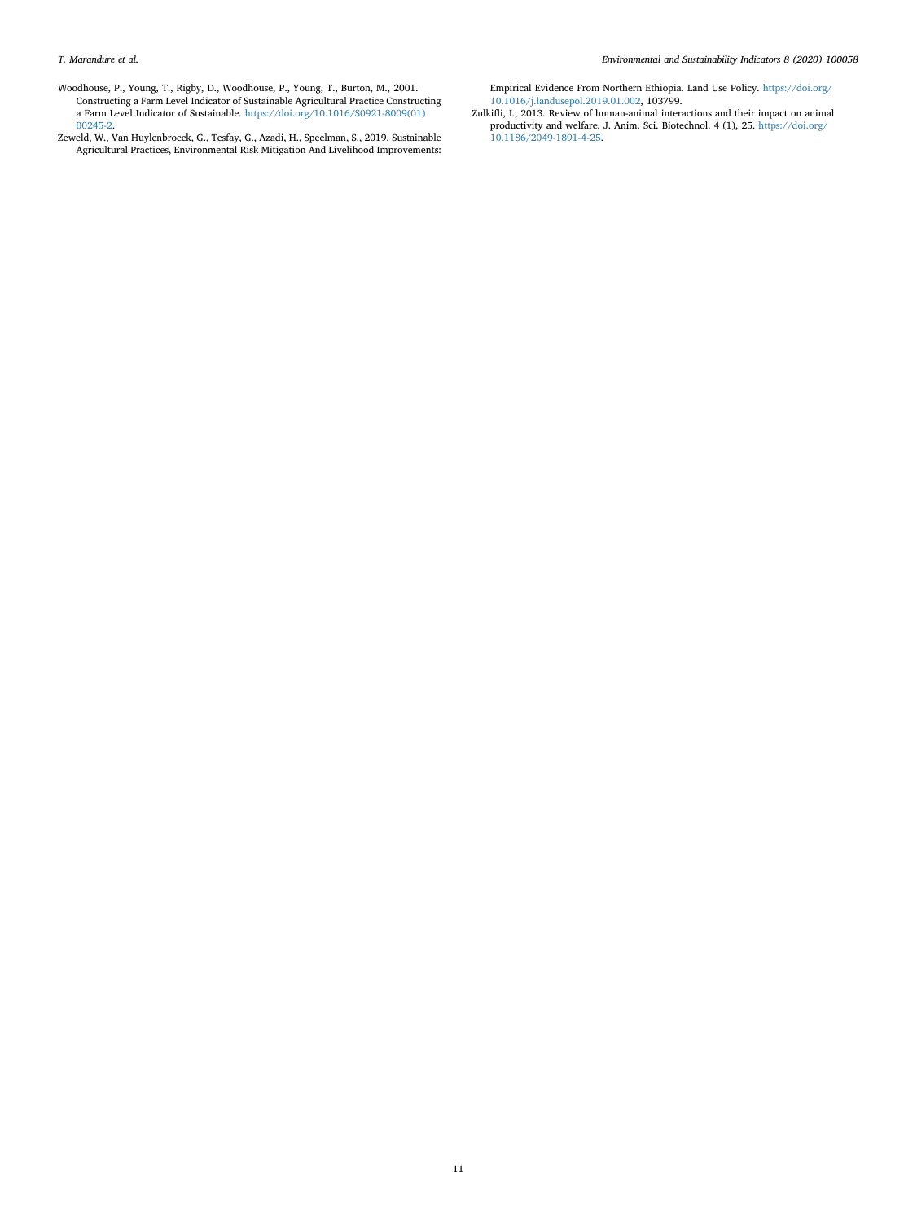Woodhouse, P., Young, T., Rigby, D., Woodhouse, P., Young, T., Burton, M., 2001. Constructing a Farm Level Indicator of Sustainable Agricultural Practice Constructing a Farm Level Indicator of Sustainable. https://doi.org/10.1016/S0921-8009(01)00245-2.

Zeweld, W., Van Huylenbroeck, G., Tesfay, G., Azadi, H., Speelman, S., 2019. Sustainable Agricultural Practices, Environmental Risk Mitigation And Livelihood Improvements: Empirical Evidence From Northern Ethiopia. Land Use Policy. https://doi.org/10.1016/j.landusepol.2019.01.002, 103799.

Zulkifli, I., 2013. Review of human-animal interactions and their impact on animal productivity and welfare. J. Anim. Sci. Biotechnol. 4 (1), 25. https://doi.org/10.1186/2049-1891-4-25.